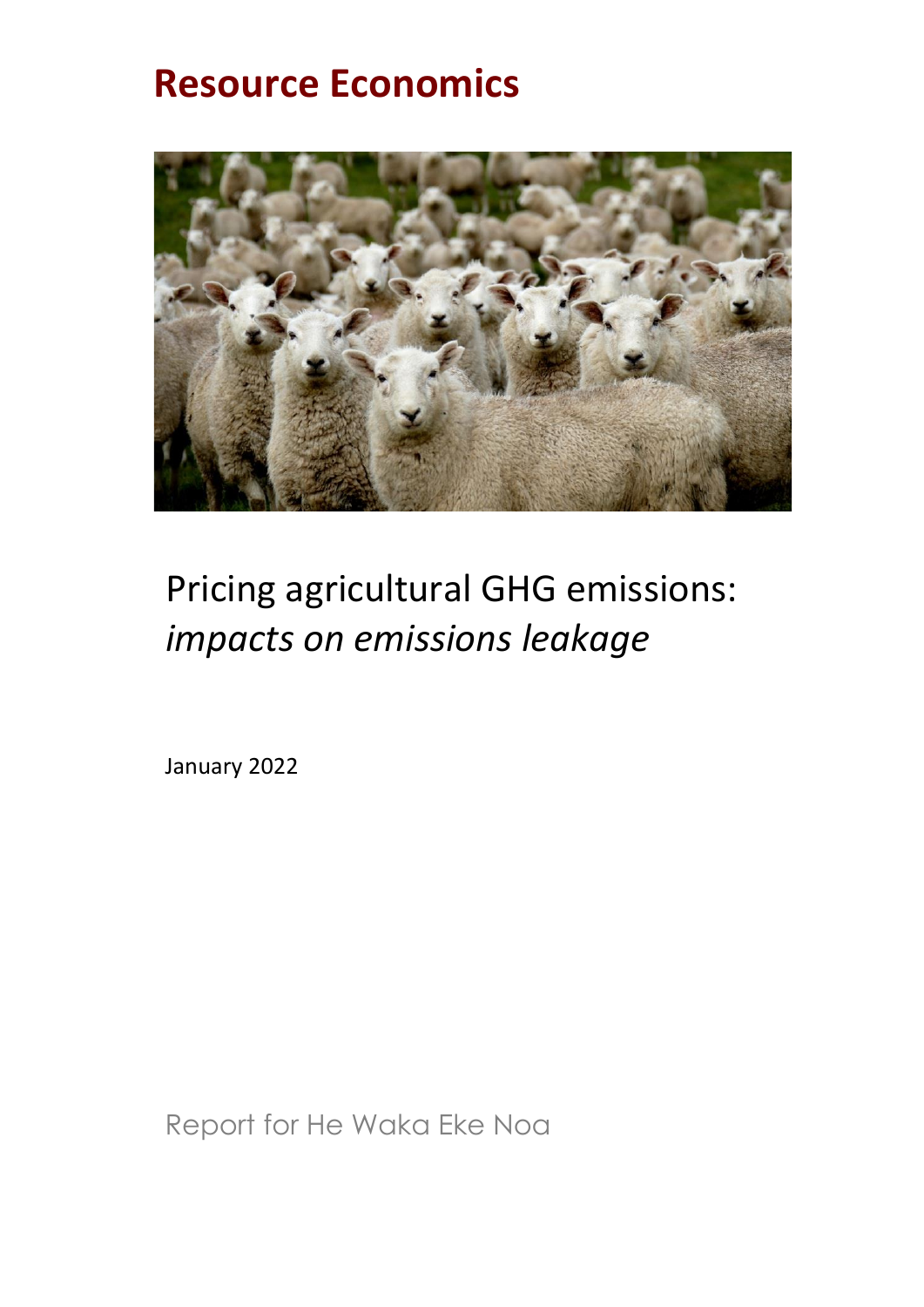# Resource Economics

# Pricing agricultural GHG emissions: *impacts on emissions leakage*

January 2022

Report for He Waka Eke Noa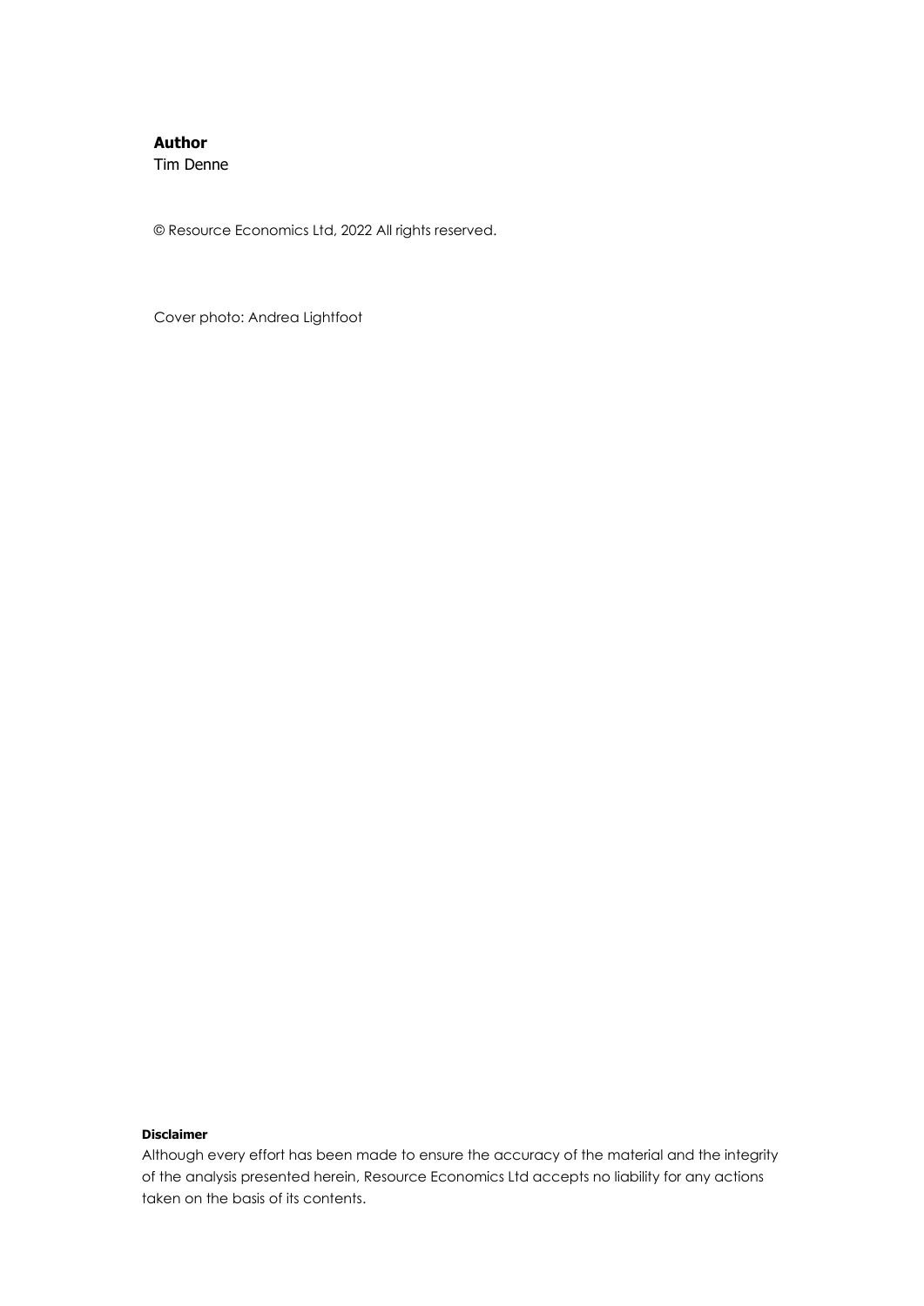**Author**

Tim Denne

© Resource Economics Ltd, 2022 All rights reserved.

Cover photo: Andrea Lightfoot

**Disclaimer**

Although every effort has been made to ensure the accuracy of the material and the integrity of the analysis presented herein, Resource Economics Ltd accepts no liability for any actions taken on the basis of its contents.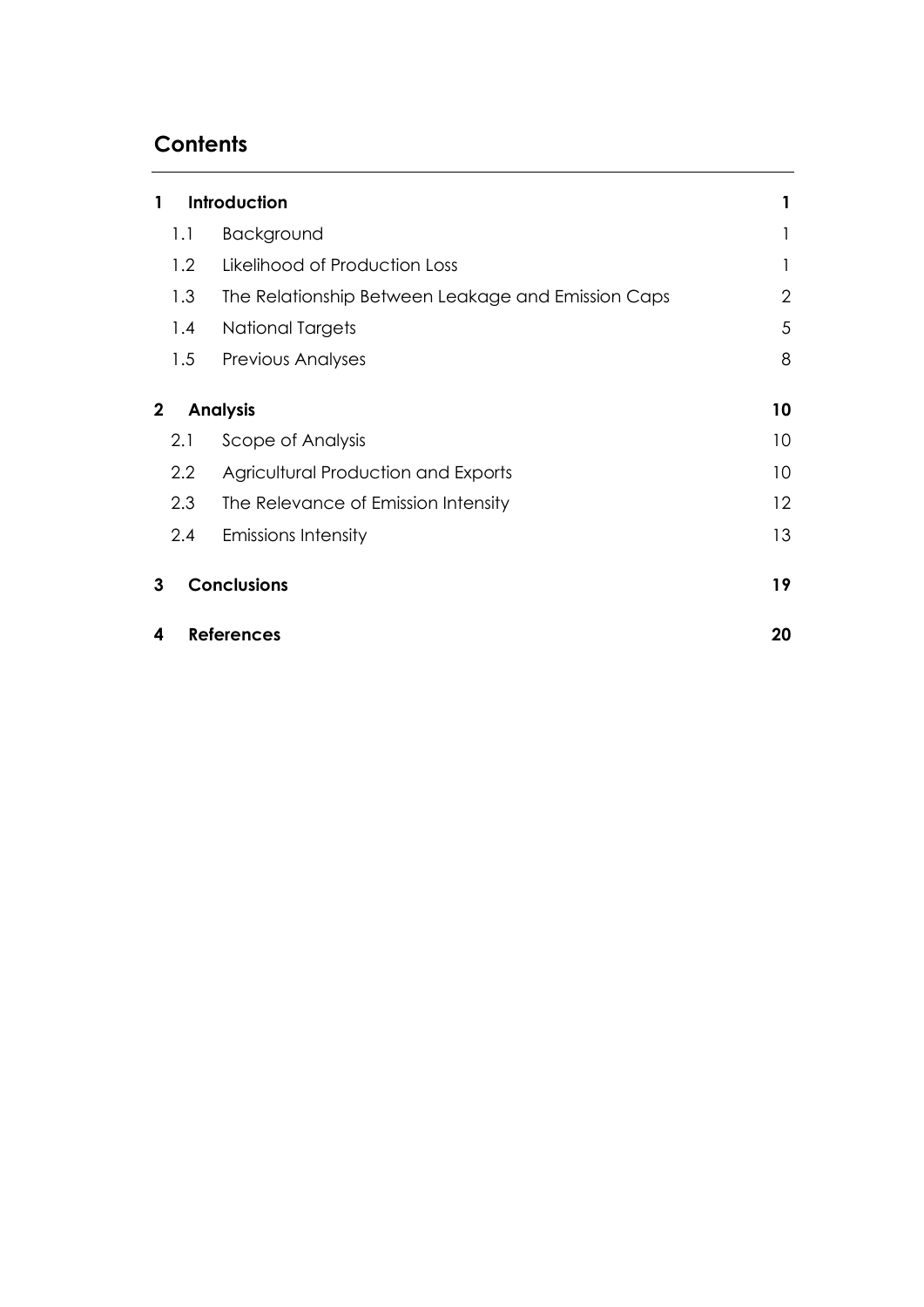## Contents

| | | |
|---|---|---|
| **1** | **Introduction** | **1** |
| 1.1 | Background | 1 |
| 1.2 | Likelihood of Production Loss | 1 |
| 1.3 | The Relationship Between Leakage and Emission Caps | 2 |
| 1.4 | National Targets | 5 |
| 1.5 | Previous Analyses | 8 |
| **2** | **Analysis** | **10** |
| 2.1 | Scope of Analysis | 10 |
| 2.2 | Agricultural Production and Exports | 10 |
| 2.3 | The Relevance of Emission Intensity | 12 |
| 2.4 | Emissions Intensity | 13 |
| **3** | **Conclusions** | **19** |
| **4** | **References** | **20** |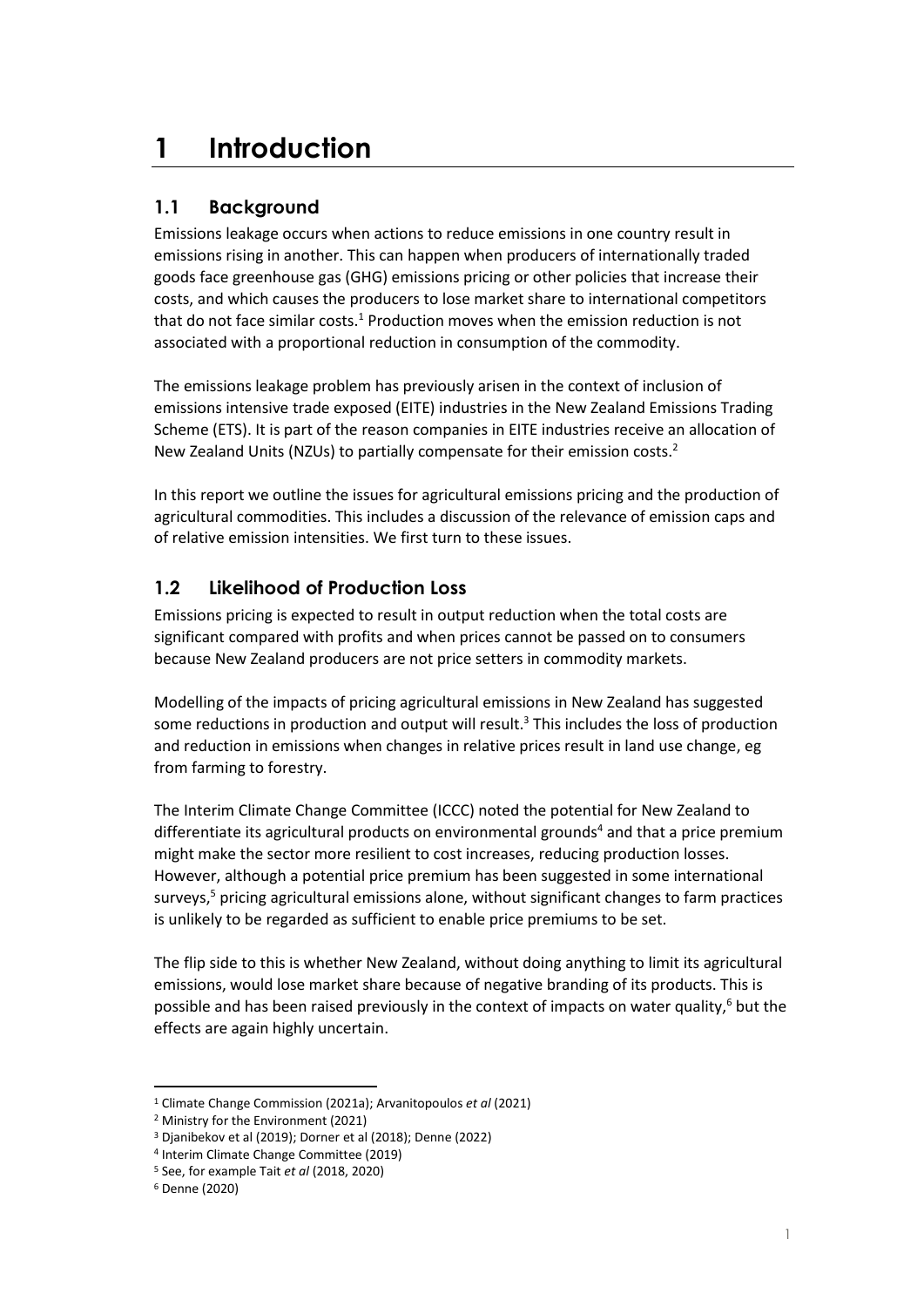# 1 Introduction

## 1.1 Background

Emissions leakage occurs when actions to reduce emissions in one country result in emissions rising in another. This can happen when producers of internationally traded goods face greenhouse gas (GHG) emissions pricing or other policies that increase their costs, and which causes the producers to lose market share to international competitors that do not face similar costs.[1] Production moves when the emission reduction is not associated with a proportional reduction in consumption of the commodity.

The emissions leakage problem has previously arisen in the context of inclusion of emissions intensive trade exposed (EITE) industries in the New Zealand Emissions Trading Scheme (ETS). It is part of the reason companies in EITE industries receive an allocation of New Zealand Units (NZUs) to partially compensate for their emission costs.[2]

In this report we outline the issues for agricultural emissions pricing and the production of agricultural commodities. This includes a discussion of the relevance of emission caps and of relative emission intensities. We first turn to these issues.

## 1.2 Likelihood of Production Loss

Emissions pricing is expected to result in output reduction when the total costs are significant compared with profits and when prices cannot be passed on to consumers because New Zealand producers are not price setters in commodity markets.

Modelling of the impacts of pricing agricultural emissions in New Zealand has suggested some reductions in production and output will result.[3] This includes the loss of production and reduction in emissions when changes in relative prices result in land use change, eg from farming to forestry.

The Interim Climate Change Committee (ICCC) noted the potential for New Zealand to differentiate its agricultural products on environmental grounds[4] and that a price premium might make the sector more resilient to cost increases, reducing production losses. However, although a potential price premium has been suggested in some international surveys,[5] pricing agricultural emissions alone, without significant changes to farm practices is unlikely to be regarded as sufficient to enable price premiums to be set.

The flip side to this is whether New Zealand, without doing anything to limit its agricultural emissions, would lose market share because of negative branding of its products. This is possible and has been raised previously in the context of impacts on water quality,[6] but the effects are again highly uncertain.

[1] Climate Change Commission (2021a); Arvanitopoulos *et al* (2021)

[2] Ministry for the Environment (2021)

[3] Djanibekov et al (2019); Dorner et al (2018); Denne (2022)

[4] Interim Climate Change Committee (2019)

[5] See, for example Tait *et al* (2018, 2020)

[6] Denne (2020)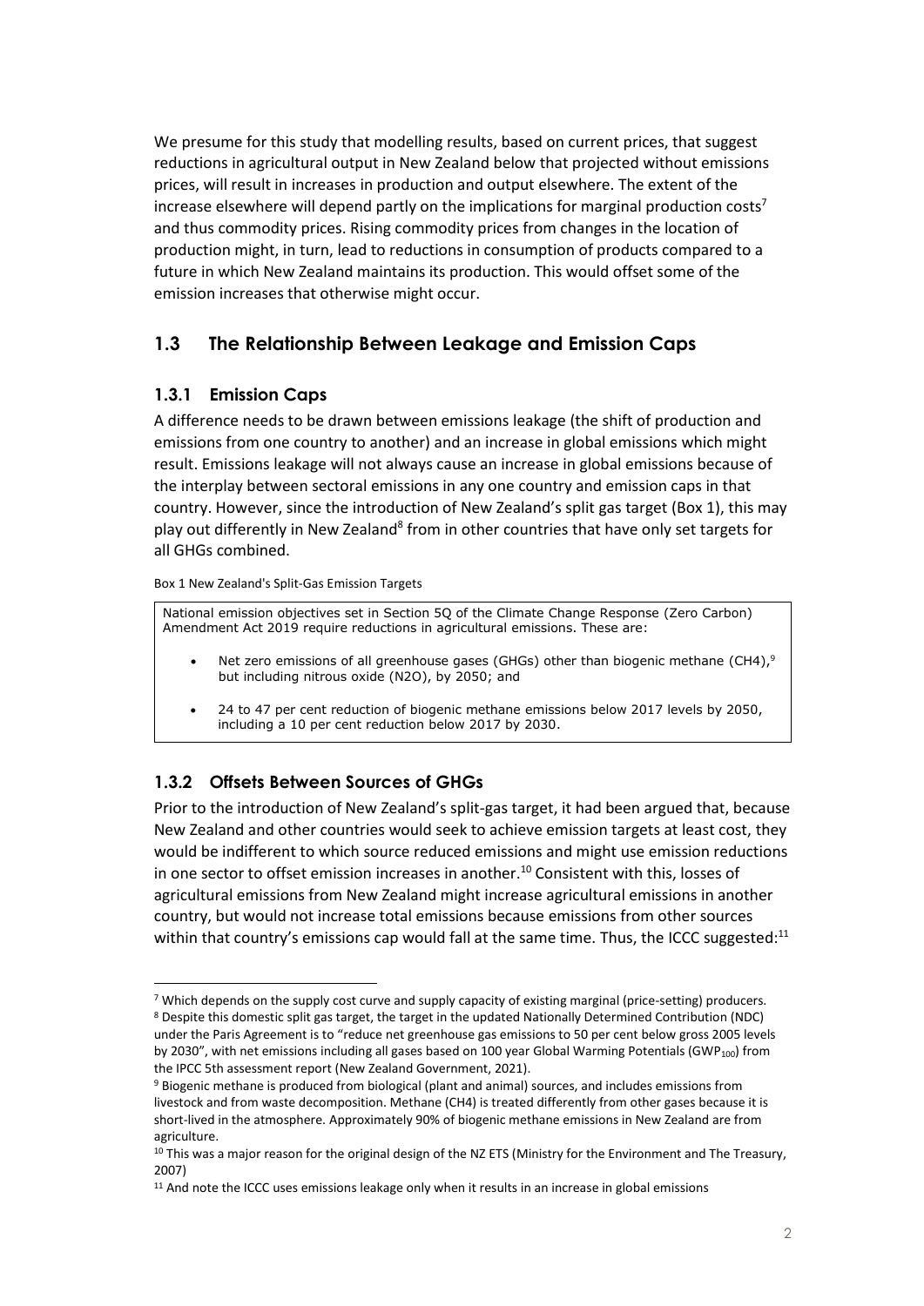We presume for this study that modelling results, based on current prices, that suggest reductions in agricultural output in New Zealand below that projected without emissions prices, will result in increases in production and output elsewhere. The extent of the increase elsewhere will depend partly on the implications for marginal production costs[7] and thus commodity prices. Rising commodity prices from changes in the location of production might, in turn, lead to reductions in consumption of products compared to a future in which New Zealand maintains its production. This would offset some of the emission increases that otherwise might occur.

## 1.3 The Relationship Between Leakage and Emission Caps

### 1.3.1 Emission Caps

A difference needs to be drawn between emissions leakage (the shift of production and emissions from one country to another) and an increase in global emissions which might result. Emissions leakage will not always cause an increase in global emissions because of the interplay between sectoral emissions in any one country and emission caps in that country. However, since the introduction of New Zealand's split gas target (Box 1), this may play out differently in New Zealand[8] from in other countries that have only set targets for all GHGs combined.

Box 1 New Zealand's Split-Gas Emission Targets

> National emission objectives set in Section 5Q of the Climate Change Response (Zero Carbon) Amendment Act 2019 require reductions in agricultural emissions. These are:
>
> - Net zero emissions of all greenhouse gases (GHGs) other than biogenic methane ($CH_4$),[9] but including nitrous oxide ($N_2O$), by 2050; and
> - 24 to 47 per cent reduction of biogenic methane emissions below 2017 levels by 2050, including a 10 per cent reduction below 2017 by 2030.

### 1.3.2 Offsets Between Sources of GHGs

Prior to the introduction of New Zealand's split-gas target, it had been argued that, because New Zealand and other countries would seek to achieve emission targets at least cost, they would be indifferent to which source reduced emissions and might use emission reductions in one sector to offset emission increases in another.[10] Consistent with this, losses of agricultural emissions from New Zealand might increase agricultural emissions in another country, but would not increase total emissions because emissions from other sources within that country's emissions cap would fall at the same time. Thus, the ICCC suggested:[11]

---

[7] Which depends on the supply cost curve and supply capacity of existing marginal (price-setting) producers.

[8] Despite this domestic split gas target, the target in the updated Nationally Determined Contribution (NDC) under the Paris Agreement is to "reduce net greenhouse gas emissions to 50 per cent below gross 2005 levels by 2030", with net emissions including all gases based on 100 year Global Warming Potentials ($GWP_{100}$) from the IPCC 5th assessment report (New Zealand Government, 2021).

[9] Biogenic methane is produced from biological (plant and animal) sources, and includes emissions from livestock and from waste decomposition. Methane ($CH_4$) is treated differently from other gases because it is short-lived in the atmosphere. Approximately 90% of biogenic methane emissions in New Zealand are from agriculture.

[10] This was a major reason for the original design of the NZ ETS (Ministry for the Environment and The Treasury, 2007)

[11] And note the ICCC uses emissions leakage only when it results in an increase in global emissions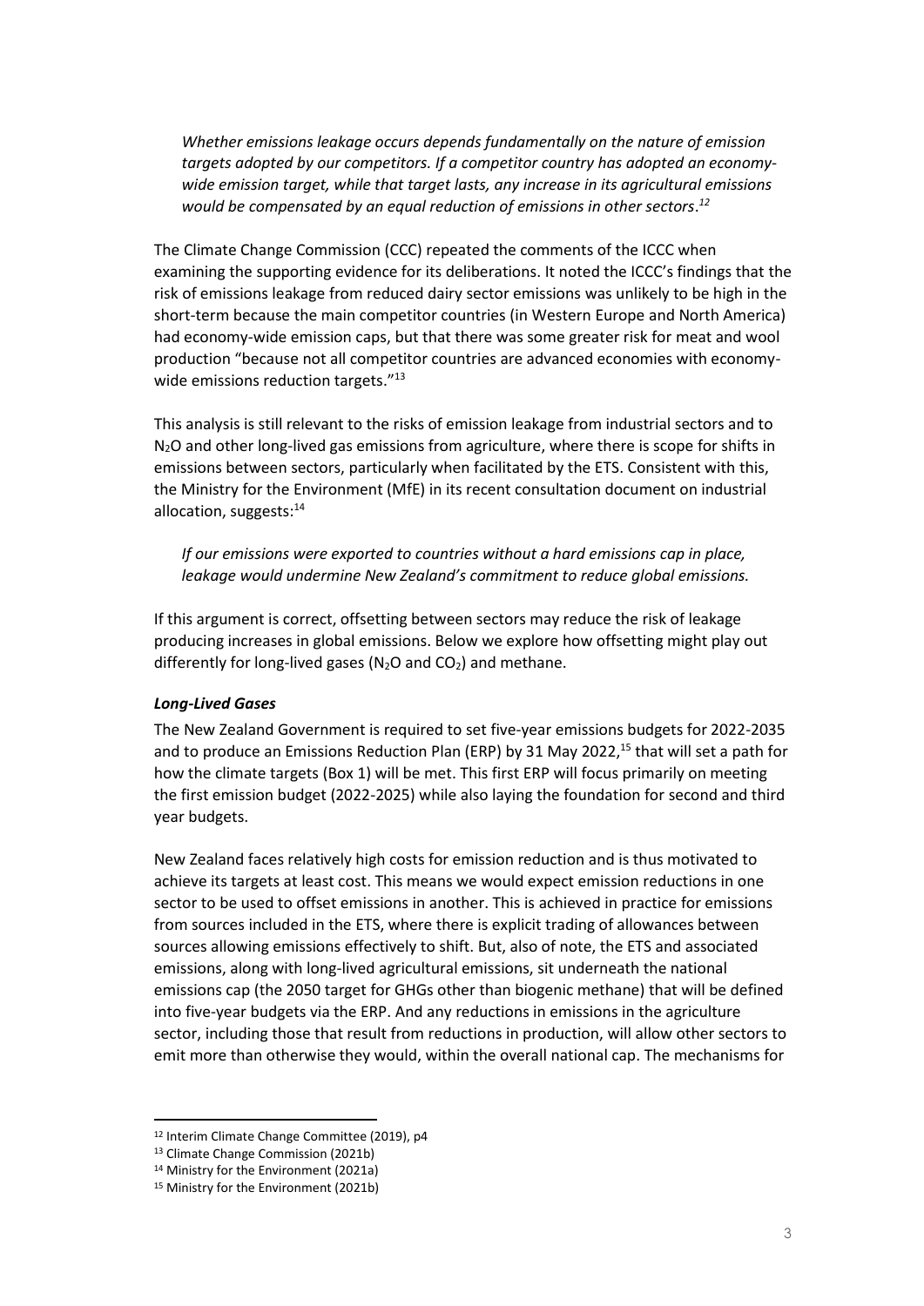*Whether emissions leakage occurs depends fundamentally on the nature of emission targets adopted by our competitors. If a competitor country has adopted an economy-wide emission target, while that target lasts, any increase in its agricultural emissions would be compensated by an equal reduction of emissions in other sectors.*[12]

The Climate Change Commission (CCC) repeated the comments of the ICCC when examining the supporting evidence for its deliberations. It noted the ICCC's findings that the risk of emissions leakage from reduced dairy sector emissions was unlikely to be high in the short-term because the main competitor countries (in Western Europe and North America) had economy-wide emission caps, but that there was some greater risk for meat and wool production "because not all competitor countries are advanced economies with economy-wide emissions reduction targets."[13]

This analysis is still relevant to the risks of emission leakage from industrial sectors and to $N_2O$ and other long-lived gas emissions from agriculture, where there is scope for shifts in emissions between sectors, particularly when facilitated by the ETS. Consistent with this, the Ministry for the Environment (MfE) in its recent consultation document on industrial allocation, suggests:[14]

*If our emissions were exported to countries without a hard emissions cap in place, leakage would undermine New Zealand's commitment to reduce global emissions.*

If this argument is correct, offsetting between sectors may reduce the risk of leakage producing increases in global emissions. Below we explore how offsetting might play out differently for long-lived gases ($N_2O$ and $CO_2$) and methane.

***Long-Lived Gases***

The New Zealand Government is required to set five-year emissions budgets for 2022-2035 and to produce an Emissions Reduction Plan (ERP) by 31 May 2022,[15] that will set a path for how the climate targets (Box 1) will be met. This first ERP will focus primarily on meeting the first emission budget (2022-2025) while also laying the foundation for second and third year budgets.

New Zealand faces relatively high costs for emission reduction and is thus motivated to achieve its targets at least cost. This means we would expect emission reductions in one sector to be used to offset emissions in another. This is achieved in practice for emissions from sources included in the ETS, where there is explicit trading of allowances between sources allowing emissions effectively to shift. But, also of note, the ETS and associated emissions, along with long-lived agricultural emissions, sit underneath the national emissions cap (the 2050 target for GHGs other than biogenic methane) that will be defined into five-year budgets via the ERP. And any reductions in emissions in the agriculture sector, including those that result from reductions in production, will allow other sectors to emit more than otherwise they would, within the overall national cap. The mechanisms for

---

[12] Interim Climate Change Committee (2019), p4

[13] Climate Change Commission (2021b)

[14] Ministry for the Environment (2021a)

[15] Ministry for the Environment (2021b)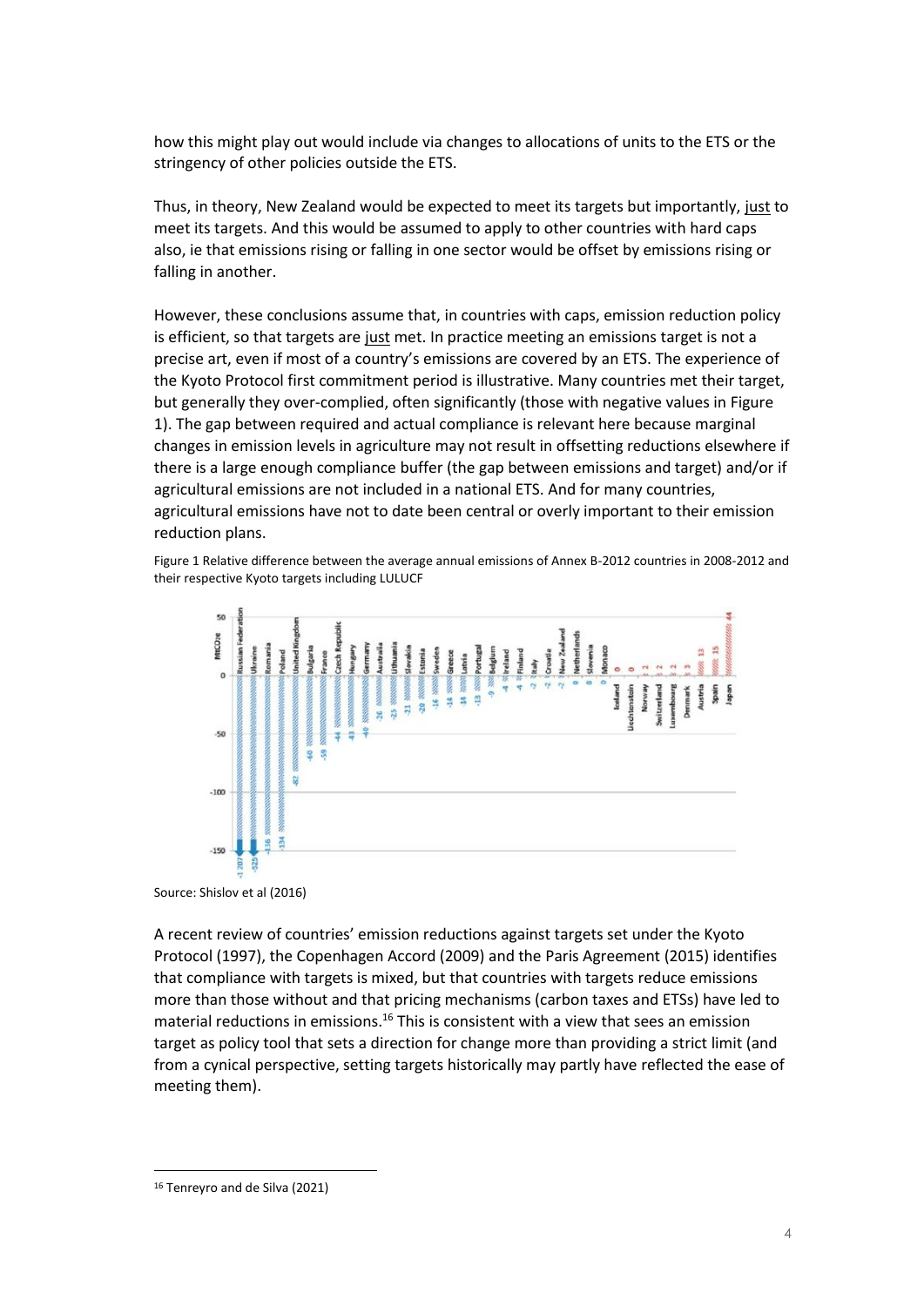how this might play out would include via changes to allocations of units to the ETS or the stringency of other policies outside the ETS.

Thus, in theory, New Zealand would be expected to meet its targets but importantly, just to meet its targets. And this would be assumed to apply to other countries with hard caps also, ie that emissions rising or falling in one sector would be offset by emissions rising or falling in another.

However, these conclusions assume that, in countries with caps, emission reduction policy is efficient, so that targets are just met. In practice meeting an emissions target is not a precise art, even if most of a country's emissions are covered by an ETS. The experience of the Kyoto Protocol first commitment period is illustrative. Many countries met their target, but generally they over-complied, often significantly (those with negative values in Figure 1). The gap between required and actual compliance is relevant here because marginal changes in emission levels in agriculture may not result in offsetting reductions elsewhere if there is a large enough compliance buffer (the gap between emissions and target) and/or if agricultural emissions are not included in a national ETS. And for many countries, agricultural emissions have not to date been central or overly important to their emission reduction plans.

Figure 1 Relative difference between the average annual emissions of Annex B-2012 countries in 2008-2012 and their respective Kyoto targets including LULUCF

MtCO2e

50

0

-50

-100

-150

Russian Federation -1 207

Ukraine -525

Romania -136

Poland -134

United Kingdom -82

Bulgaria -60

France -59

Czech Republic -44

Hungary -43

Germany -40

Australia -26

Lithuania -23

Slovakia -21

Estonia -20

Sweden -16

Greece -14

Latvia -14

Portugal -13

Belgium -9

Ireland -4

Finland -4

Italy -2

Croatia -2

New Zealand -2

Netherlands 0

Slovenia 0

Monaco 0

Iceland 0

Liechtenstein 0

Norway 1

Switzerland 2

Luxembourg 2

Denmark 3

Austria 13

Spain 15

Japan 44

Source: Shislov et al (2016)

A recent review of countries' emission reductions against targets set under the Kyoto Protocol (1997), the Copenhagen Accord (2009) and the Paris Agreement (2015) identifies that compliance with targets is mixed, but that countries with targets reduce emissions more than those without and that pricing mechanisms (carbon taxes and ETSs) have led to material reductions in emissions.[16] This is consistent with a view that sees an emission target as policy tool that sets a direction for change more than providing a strict limit (and from a cynical perspective, setting targets historically may partly have reflected the ease of meeting them).

[16] Tenreyro and de Silva (2021)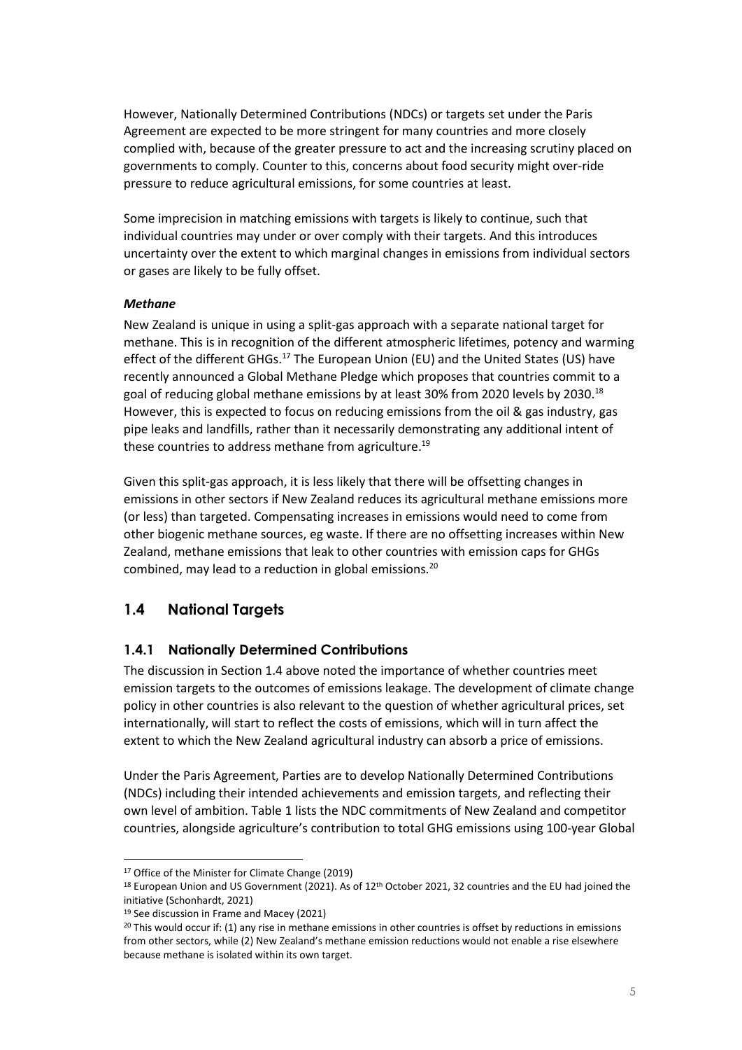However, Nationally Determined Contributions (NDCs) or targets set under the Paris Agreement are expected to be more stringent for many countries and more closely complied with, because of the greater pressure to act and the increasing scrutiny placed on governments to comply. Counter to this, concerns about food security might over-ride pressure to reduce agricultural emissions, for some countries at least.

Some imprecision in matching emissions with targets is likely to continue, such that individual countries may under or over comply with their targets. And this introduces uncertainty over the extent to which marginal changes in emissions from individual sectors or gases are likely to be fully offset.

***Methane***

New Zealand is unique in using a split-gas approach with a separate national target for methane. This is in recognition of the different atmospheric lifetimes, potency and warming effect of the different GHGs.[17] The European Union (EU) and the United States (US) have recently announced a Global Methane Pledge which proposes that countries commit to a goal of reducing global methane emissions by at least 30% from 2020 levels by 2030.[18] However, this is expected to focus on reducing emissions from the oil & gas industry, gas pipe leaks and landfills, rather than it necessarily demonstrating any additional intent of these countries to address methane from agriculture.[19]

Given this split-gas approach, it is less likely that there will be offsetting changes in emissions in other sectors if New Zealand reduces its agricultural methane emissions more (or less) than targeted. Compensating increases in emissions would need to come from other biogenic methane sources, eg waste. If there are no offsetting increases within New Zealand, methane emissions that leak to other countries with emission caps for GHGs combined, may lead to a reduction in global emissions.[20]

## 1.4 National Targets

### 1.4.1 Nationally Determined Contributions

The discussion in Section 1.4 above noted the importance of whether countries meet emission targets to the outcomes of emissions leakage. The development of climate change policy in other countries is also relevant to the question of whether agricultural prices, set internationally, will start to reflect the costs of emissions, which will in turn affect the extent to which the New Zealand agricultural industry can absorb a price of emissions.

Under the Paris Agreement, Parties are to develop Nationally Determined Contributions (NDCs) including their intended achievements and emission targets, and reflecting their own level of ambition. Table 1 lists the NDC commitments of New Zealand and competitor countries, alongside agriculture's contribution to total GHG emissions using 100-year Global

---

[17] Office of the Minister for Climate Change (2019)

[18] European Union and US Government (2021). As of 12th October 2021, 32 countries and the EU had joined the initiative (Schonhardt, 2021)

[19] See discussion in Frame and Macey (2021)

[20] This would occur if: (1) any rise in methane emissions in other countries is offset by reductions in emissions from other sectors, while (2) New Zealand's methane emission reductions would not enable a rise elsewhere because methane is isolated within its own target.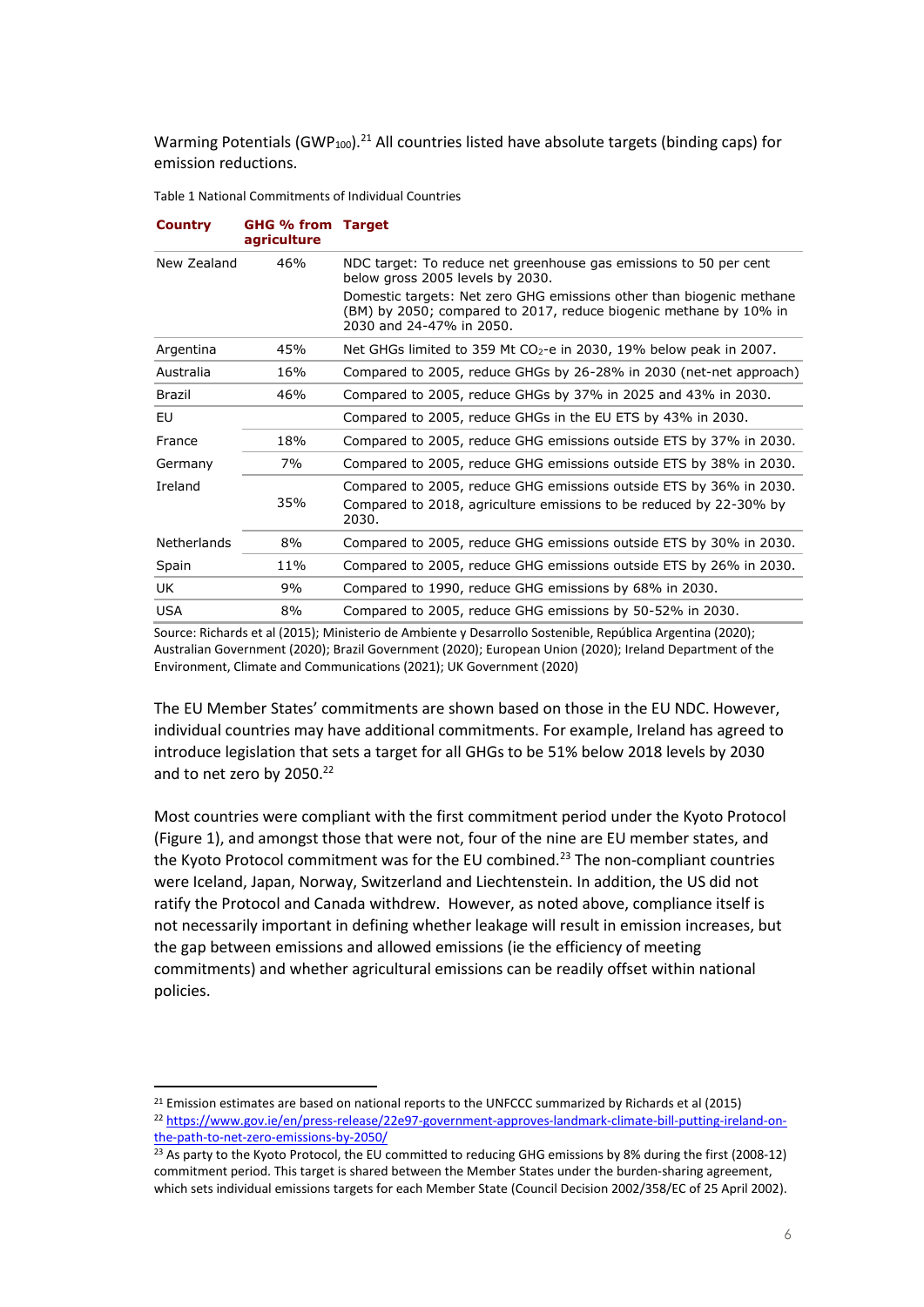Warming Potentials ($GWP_{100}$).[21] All countries listed have absolute targets (binding caps) for emission reductions.

Table 1 National Commitments of Individual Countries

| Country | GHG % from agriculture | Target |
|---|---|---|
| New Zealand | 46% | NDC target: To reduce net greenhouse gas emissions to 50 per cent below gross 2005 levels by 2030. Domestic targets: Net zero GHG emissions other than biogenic methane (BM) by 2050; compared to 2017, reduce biogenic methane by 10% in 2030 and 24-47% in 2050. |
| Argentina | 45% | Net GHGs limited to 359 Mt $CO_2$-e in 2030, 19% below peak in 2007. |
| Australia | 16% | Compared to 2005, reduce GHGs by 26-28% in 2030 (net-net approach) |
| Brazil | 46% | Compared to 2005, reduce GHGs by 37% in 2025 and 43% in 2030. |
| EU | | Compared to 2005, reduce GHGs in the EU ETS by 43% in 2030. |
| France | 18% | Compared to 2005, reduce GHG emissions outside ETS by 37% in 2030. |
| Germany | 7% | Compared to 2005, reduce GHG emissions outside ETS by 38% in 2030. |
| Ireland | 35% | Compared to 2005, reduce GHG emissions outside ETS by 36% in 2030. Compared to 2018, agriculture emissions to be reduced by 22-30% by 2030. |
| Netherlands | 8% | Compared to 2005, reduce GHG emissions outside ETS by 30% in 2030. |
| Spain | 11% | Compared to 2005, reduce GHG emissions outside ETS by 26% in 2030. |
| UK | 9% | Compared to 1990, reduce GHG emissions by 68% in 2030. |
| USA | 8% | Compared to 2005, reduce GHG emissions by 50-52% in 2030. |

Source: Richards et al (2015); Ministerio de Ambiente y Desarrollo Sostenible, República Argentina (2020); Australian Government (2020); Brazil Government (2020); European Union (2020); Ireland Department of the Environment, Climate and Communications (2021); UK Government (2020)

The EU Member States' commitments are shown based on those in the EU NDC. However, individual countries may have additional commitments. For example, Ireland has agreed to introduce legislation that sets a target for all GHGs to be 51% below 2018 levels by 2030 and to net zero by 2050.[22]

Most countries were compliant with the first commitment period under the Kyoto Protocol (Figure 1), and amongst those that were not, four of the nine are EU member states, and the Kyoto Protocol commitment was for the EU combined.[23] The non-compliant countries were Iceland, Japan, Norway, Switzerland and Liechtenstein. In addition, the US did not ratify the Protocol and Canada withdrew. However, as noted above, compliance itself is not necessarily important in defining whether leakage will result in emission increases, but the gap between emissions and allowed emissions (ie the efficiency of meeting commitments) and whether agricultural emissions can be readily offset within national policies.

[21] Emission estimates are based on national reports to the UNFCCC summarized by Richards et al (2015)

[22] https://www.gov.ie/en/press-release/22e97-government-approves-landmark-climate-bill-putting-ireland-on-the-path-to-net-zero-emissions-by-2050/

[23] As party to the Kyoto Protocol, the EU committed to reducing GHG emissions by 8% during the first (2008-12) commitment period. This target is shared between the Member States under the burden-sharing agreement, which sets individual emissions targets for each Member State (Council Decision 2002/358/EC of 25 April 2002).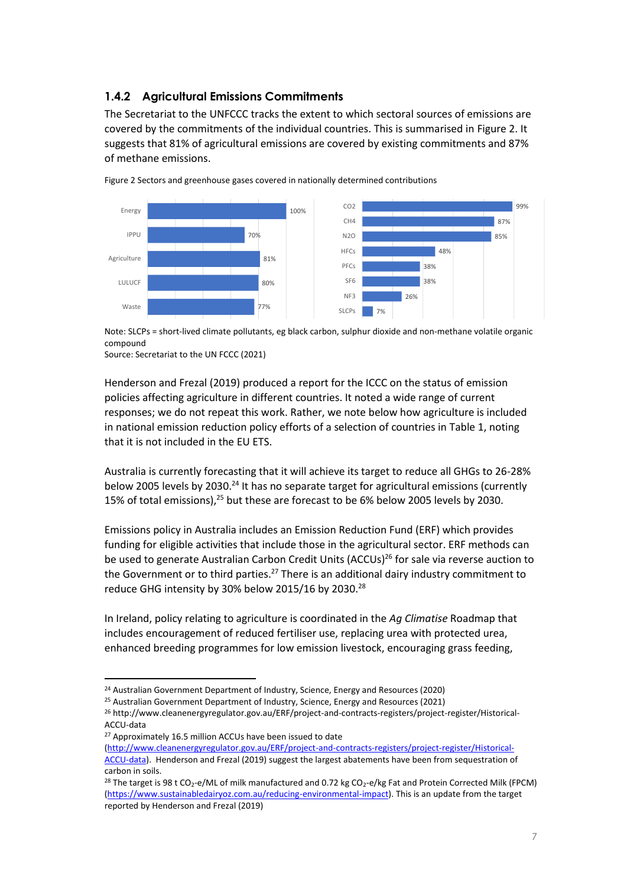### 1.4.2 Agricultural Emissions Commitments

The Secretariat to the UNFCCC tracks the extent to which sectoral sources of emissions are covered by the commitments of the individual countries. This is summarised in Figure 2. It suggests that 81% of agricultural emissions are covered by existing commitments and 87% of methane emissions.

Figure 2 Sectors and greenhouse gases covered in nationally determined contributions

Energy 100%
IPPU 70%
Agriculture 81%
LULUCF 80%
Waste 77%

CO2 99%
CH4 87%
N2O 85%
HFCs 48%
PFCs 38%
SF6 38%
NF3 26%
SLCPs 7%

Note: SLCPs = short-lived climate pollutants, eg black carbon, sulphur dioxide and non-methane volatile organic compound
Source: Secretariat to the UN FCCC (2021)

Henderson and Frezal (2019) produced a report for the ICCC on the status of emission policies affecting agriculture in different countries. It noted a wide range of current responses; we do not repeat this work. Rather, we note below how agriculture is included in national emission reduction policy efforts of a selection of countries in Table 1, noting that it is not included in the EU ETS.

Australia is currently forecasting that it will achieve its target to reduce all GHGs to 26-28% below 2005 levels by 2030.[24] It has no separate target for agricultural emissions (currently 15% of total emissions),[25] but these are forecast to be 6% below 2005 levels by 2030.

Emissions policy in Australia includes an Emission Reduction Fund (ERF) which provides funding for eligible activities that include those in the agricultural sector. ERF methods can be used to generate Australian Carbon Credit Units (ACCUs)[26] for sale via reverse auction to the Government or to third parties.[27] There is an additional dairy industry commitment to reduce GHG intensity by 30% below 2015/16 by 2030.[28]

In Ireland, policy relating to agriculture is coordinated in the *Ag Climatise* Roadmap that includes encouragement of reduced fertiliser use, replacing urea with protected urea, enhanced breeding programmes for low emission livestock, encouraging grass feeding,

---

[24] Australian Government Department of Industry, Science, Energy and Resources (2020)

[25] Australian Government Department of Industry, Science, Energy and Resources (2021)

[26] http://www.cleanenergyregulator.gov.au/ERF/project-and-contracts-registers/project-register/Historical-ACCU-data

[27] Approximately 16.5 million ACCUs have been issued to date (http://www.cleanenergyregulator.gov.au/ERF/project-and-contracts-registers/project-register/Historical-ACCU-data). Henderson and Frezal (2019) suggest the largest abatements have been from sequestration of carbon in soils.

[28] The target is 98 t $CO_2$-e/ML of milk manufactured and 0.72 kg $CO_2$-e/kg Fat and Protein Corrected Milk (FPCM) (https://www.sustainabledairyoz.com.au/reducing-environmental-impact). This is an update from the target reported by Henderson and Frezal (2019)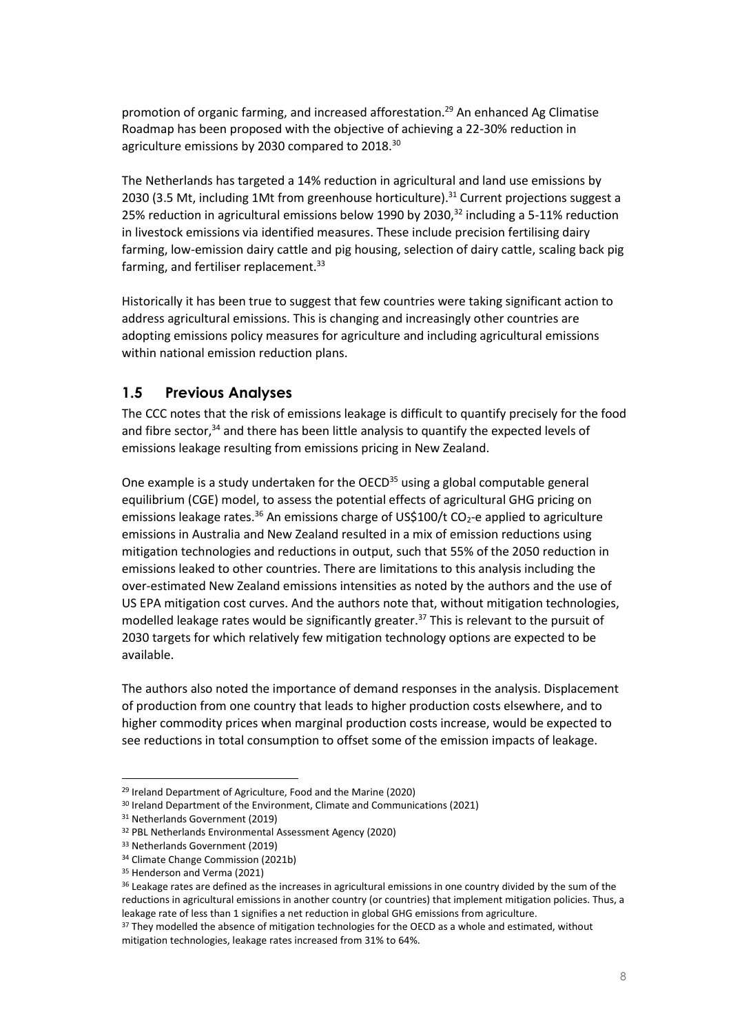promotion of organic farming, and increased afforestation.[29] An enhanced Ag Climatise Roadmap has been proposed with the objective of achieving a 22-30% reduction in agriculture emissions by 2030 compared to 2018.[30]

The Netherlands has targeted a 14% reduction in agricultural and land use emissions by 2030 (3.5 Mt, including 1Mt from greenhouse horticulture).[31] Current projections suggest a 25% reduction in agricultural emissions below 1990 by 2030,[32] including a 5-11% reduction in livestock emissions via identified measures. These include precision fertilising dairy farming, low-emission dairy cattle and pig housing, selection of dairy cattle, scaling back pig farming, and fertiliser replacement.[33]

Historically it has been true to suggest that few countries were taking significant action to address agricultural emissions. This is changing and increasingly other countries are adopting emissions policy measures for agriculture and including agricultural emissions within national emission reduction plans.

## 1.5 Previous Analyses

The CCC notes that the risk of emissions leakage is difficult to quantify precisely for the food and fibre sector,[34] and there has been little analysis to quantify the expected levels of emissions leakage resulting from emissions pricing in New Zealand.

One example is a study undertaken for the OECD[35] using a global computable general equilibrium (CGE) model, to assess the potential effects of agricultural GHG pricing on emissions leakage rates.[36] An emissions charge of US$100/t $CO_2$-e applied to agriculture emissions in Australia and New Zealand resulted in a mix of emission reductions using mitigation technologies and reductions in output, such that 55% of the 2050 reduction in emissions leaked to other countries. There are limitations to this analysis including the over-estimated New Zealand emissions intensities as noted by the authors and the use of US EPA mitigation cost curves. And the authors note that, without mitigation technologies, modelled leakage rates would be significantly greater.[37] This is relevant to the pursuit of 2030 targets for which relatively few mitigation technology options are expected to be available.

The authors also noted the importance of demand responses in the analysis. Displacement of production from one country that leads to higher production costs elsewhere, and to higher commodity prices when marginal production costs increase, would be expected to see reductions in total consumption to offset some of the emission impacts of leakage.

---

[29] Ireland Department of Agriculture, Food and the Marine (2020)

[30] Ireland Department of the Environment, Climate and Communications (2021)

[31] Netherlands Government (2019)

[32] PBL Netherlands Environmental Assessment Agency (2020)

[33] Netherlands Government (2019)

[34] Climate Change Commission (2021b)

[35] Henderson and Verma (2021)

[36] Leakage rates are defined as the increases in agricultural emissions in one country divided by the sum of the reductions in agricultural emissions in another country (or countries) that implement mitigation policies. Thus, a leakage rate of less than 1 signifies a net reduction in global GHG emissions from agriculture.

[37] They modelled the absence of mitigation technologies for the OECD as a whole and estimated, without mitigation technologies, leakage rates increased from 31% to 64%.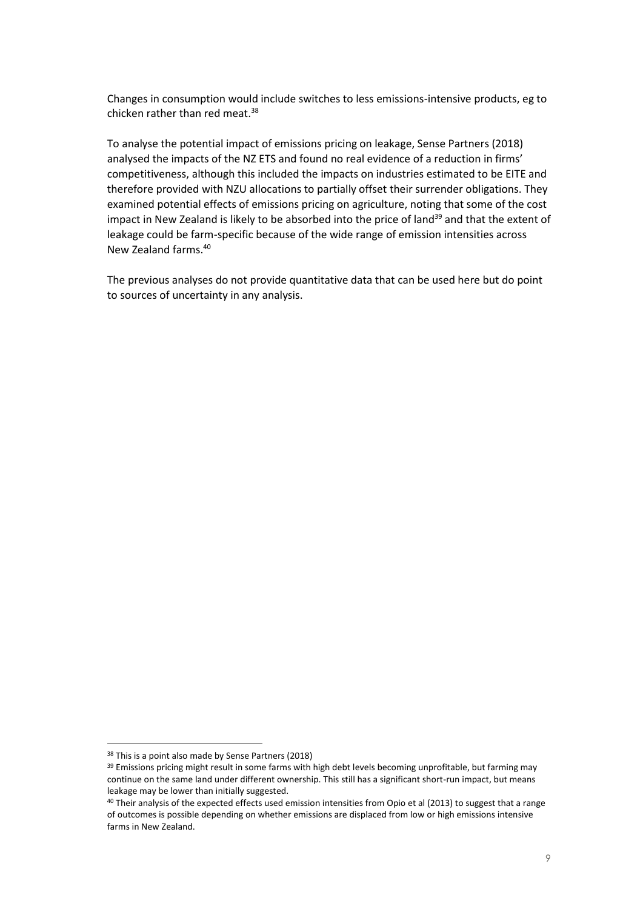Changes in consumption would include switches to less emissions-intensive products, eg to chicken rather than red meat.[38]

To analyse the potential impact of emissions pricing on leakage, Sense Partners (2018) analysed the impacts of the NZ ETS and found no real evidence of a reduction in firms' competitiveness, although this included the impacts on industries estimated to be EITE and therefore provided with NZU allocations to partially offset their surrender obligations. They examined potential effects of emissions pricing on agriculture, noting that some of the cost impact in New Zealand is likely to be absorbed into the price of land[39] and that the extent of leakage could be farm-specific because of the wide range of emission intensities across New Zealand farms.[40]

The previous analyses do not provide quantitative data that can be used here but do point to sources of uncertainty in any analysis.

---

[38] This is a point also made by Sense Partners (2018)

[39] Emissions pricing might result in some farms with high debt levels becoming unprofitable, but farming may continue on the same land under different ownership. This still has a significant short-run impact, but means leakage may be lower than initially suggested.

[40] Their analysis of the expected effects used emission intensities from Opio et al (2013) to suggest that a range of outcomes is possible depending on whether emissions are displaced from low or high emissions intensive farms in New Zealand.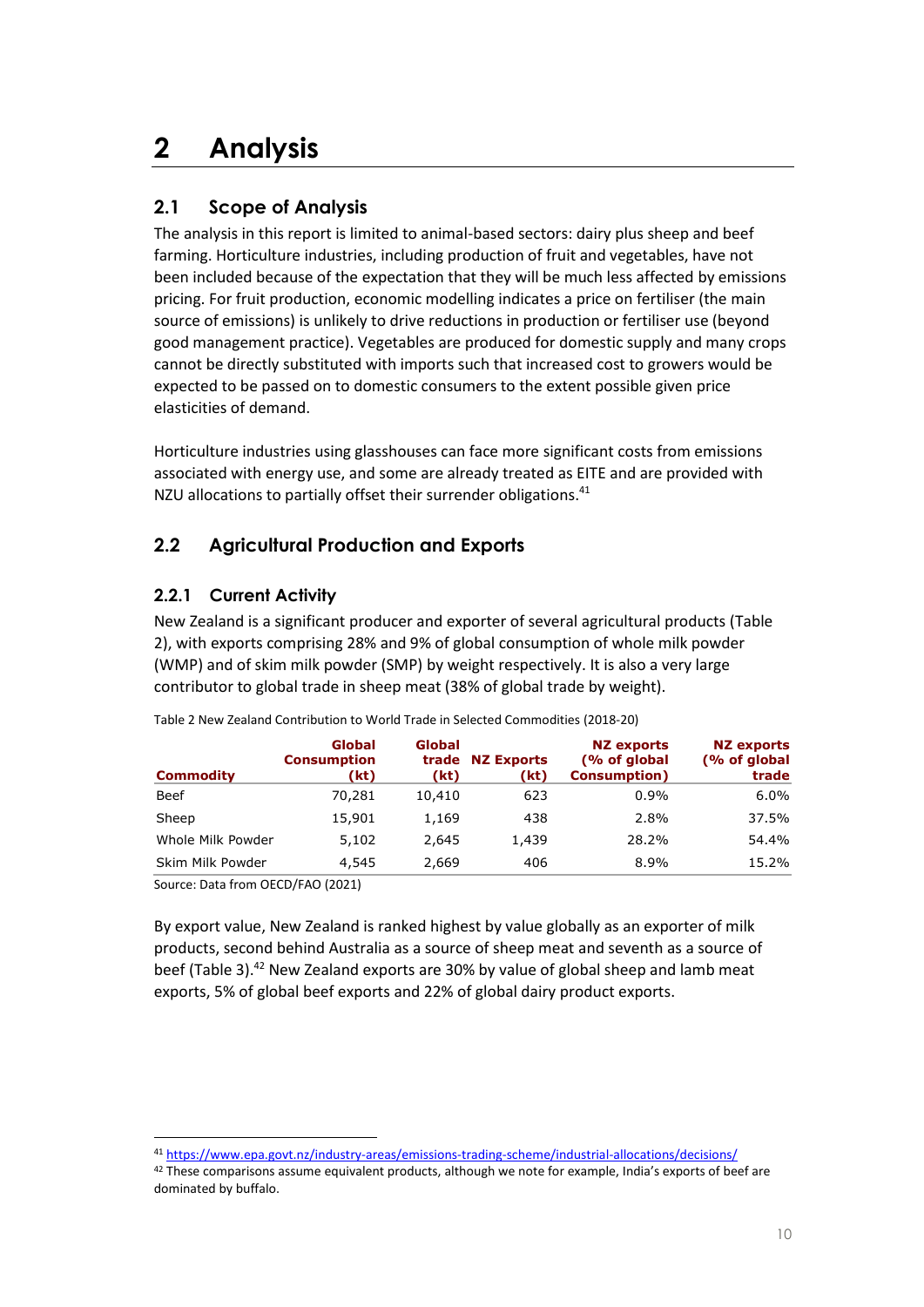# 2 Analysis

## 2.1 Scope of Analysis

The analysis in this report is limited to animal-based sectors: dairy plus sheep and beef farming. Horticulture industries, including production of fruit and vegetables, have not been included because of the expectation that they will be much less affected by emissions pricing. For fruit production, economic modelling indicates a price on fertiliser (the main source of emissions) is unlikely to drive reductions in production or fertiliser use (beyond good management practice). Vegetables are produced for domestic supply and many crops cannot be directly substituted with imports such that increased cost to growers would be expected to be passed on to domestic consumers to the extent possible given price elasticities of demand.

Horticulture industries using glasshouses can face more significant costs from emissions associated with energy use, and some are already treated as EITE and are provided with NZU allocations to partially offset their surrender obligations.[41]

## 2.2 Agricultural Production and Exports

### 2.2.1 Current Activity

New Zealand is a significant producer and exporter of several agricultural products (Table 2), with exports comprising 28% and 9% of global consumption of whole milk powder (WMP) and of skim milk powder (SMP) by weight respectively. It is also a very large contributor to global trade in sheep meat (38% of global trade by weight).

Table 2 New Zealand Contribution to World Trade in Selected Commodities (2018-20)

| Commodity | Global Consumption (kt) | Global trade (kt) | NZ Exports (kt) | NZ exports (% of global Consumption) | NZ exports (% of global trade |
|---|---|---|---|---|---|
| Beef | 70,281 | 10,410 | 623 | 0.9% | 6.0% |
| Sheep | 15,901 | 1,169 | 438 | 2.8% | 37.5% |
| Whole Milk Powder | 5,102 | 2,645 | 1,439 | 28.2% | 54.4% |
| Skim Milk Powder | 4,545 | 2,669 | 406 | 8.9% | 15.2% |

Source: Data from OECD/FAO (2021)

By export value, New Zealand is ranked highest by value globally as an exporter of milk products, second behind Australia as a source of sheep meat and seventh as a source of beef (Table 3).[42] New Zealand exports are 30% by value of global sheep and lamb meat exports, 5% of global beef exports and 22% of global dairy product exports.

[41] https://www.epa.govt.nz/industry-areas/emissions-trading-scheme/industrial-allocations/decisions/

[42] These comparisons assume equivalent products, although we note for example, India's exports of beef are dominated by buffalo.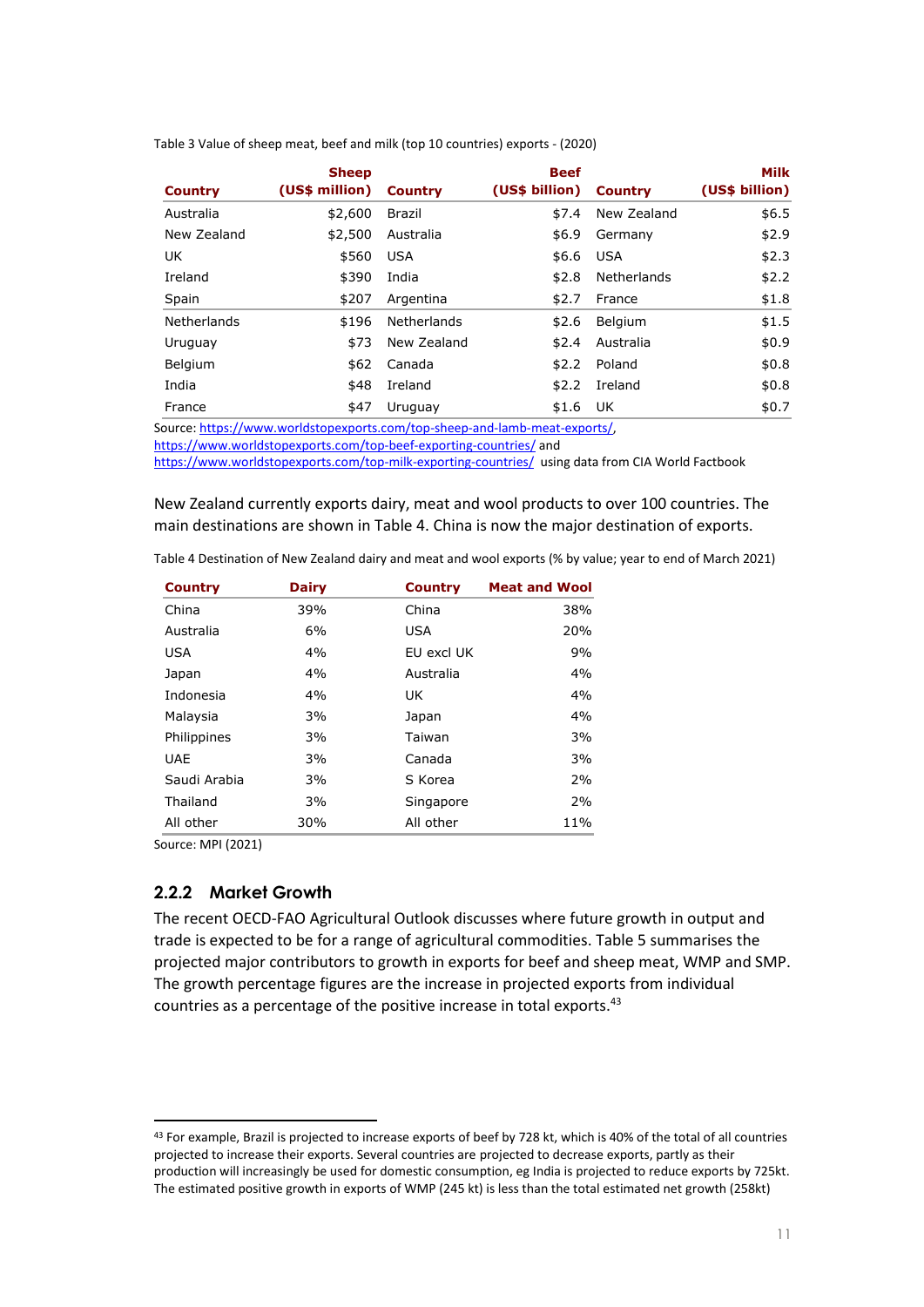Table 3 Value of sheep meat, beef and milk (top 10 countries) exports - (2020)

| Country | Sheep (US$ million) | Country | Beef (US$ billion) | Country | Milk (US$ billion) |
|---|---|---|---|---|---|
| Australia | $2,600 | Brazil | $7.4 | New Zealand | $6.5 |
| New Zealand | $2,500 | Australia | $6.9 | Germany | $2.9 |
| UK | $560 | USA | $6.6 | USA | $2.3 |
| Ireland | $390 | India | $2.8 | Netherlands | $2.2 |
| Spain | $207 | Argentina | $2.7 | France | $1.8 |
| Netherlands | $196 | Netherlands | $2.6 | Belgium | $1.5 |
| Uruguay | $73 | New Zealand | $2.4 | Australia | $0.9 |
| Belgium | $62 | Canada | $2.2 | Poland | $0.8 |
| India | $48 | Ireland | $2.2 | Ireland | $0.8 |
| France | $47 | Uruguay | $1.6 | UK | $0.7 |

Source: https://www.worldstopexports.com/top-sheep-and-lamb-meat-exports/, https://www.worldstopexports.com/top-beef-exporting-countries/ and https://www.worldstopexports.com/top-milk-exporting-countries/ using data from CIA World Factbook

New Zealand currently exports dairy, meat and wool products to over 100 countries. The main destinations are shown in Table 4. China is now the major destination of exports.

Table 4 Destination of New Zealand dairy and meat and wool exports (% by value; year to end of March 2021)

| Country | Dairy | Country | Meat and Wool |
|---|---|---|---|
| China | 39% | China | 38% |
| Australia | 6% | USA | 20% |
| USA | 4% | EU excl UK | 9% |
| Japan | 4% | Australia | 4% |
| Indonesia | 4% | UK | 4% |
| Malaysia | 3% | Japan | 4% |
| Philippines | 3% | Taiwan | 3% |
| UAE | 3% | Canada | 3% |
| Saudi Arabia | 3% | S Korea | 2% |
| Thailand | 3% | Singapore | 2% |
| All other | 30% | All other | 11% |

Source: MPI (2021)

### 2.2.2 Market Growth

The recent OECD-FAO Agricultural Outlook discusses where future growth in output and trade is expected to be for a range of agricultural commodities. Table 5 summarises the projected major contributors to growth in exports for beef and sheep meat, WMP and SMP. The growth percentage figures are the increase in projected exports from individual countries as a percentage of the positive increase in total exports.[43]

[43] For example, Brazil is projected to increase exports of beef by 728 kt, which is 40% of the total of all countries projected to increase their exports. Several countries are projected to decrease exports, partly as their production will increasingly be used for domestic consumption, eg India is projected to reduce exports by 725kt. The estimated positive growth in exports of WMP (245 kt) is less than the total estimated net growth (258kt)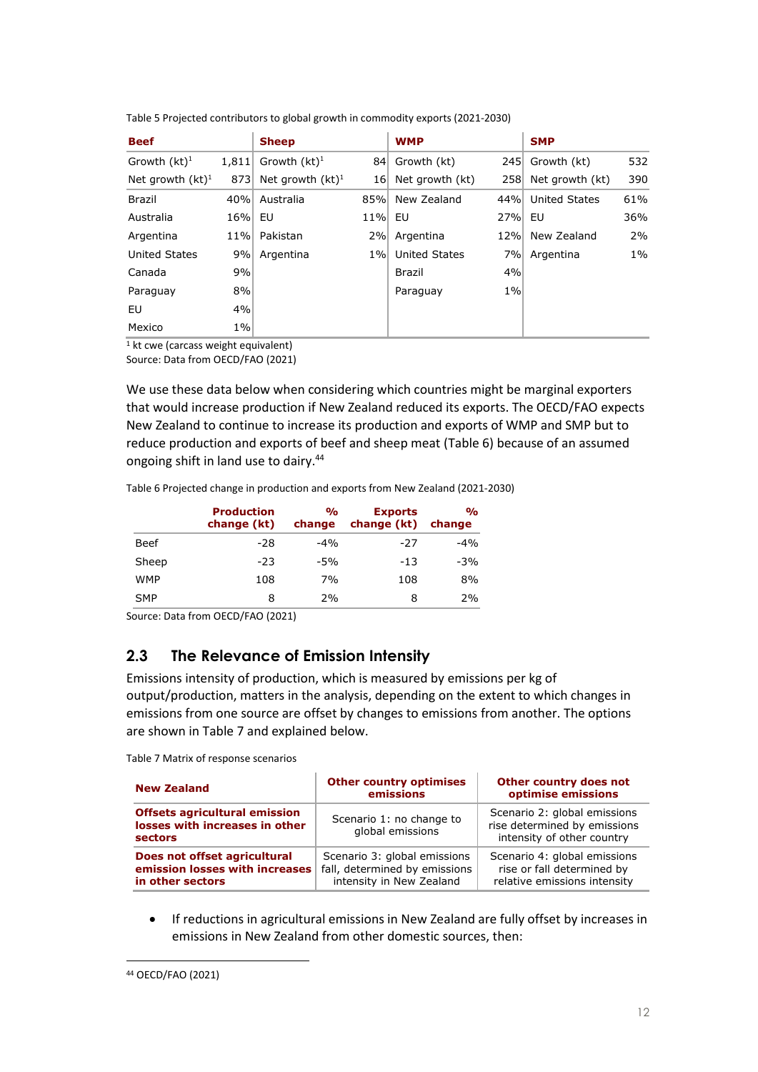Table 5 Projected contributors to global growth in commodity exports (2021-2030)

| Beef | | Sheep | | WMP | | SMP | |
|---|---|---|---|---|---|---|---|
| Growth (kt)[1] | 1,811 | Growth (kt)[1] | 84 | Growth (kt) | 245 | Growth (kt) | 532 |
| Net growth (kt)[1] | 873 | Net growth (kt)[1] | 16 | Net growth (kt) | 258 | Net growth (kt) | 390 |
| Brazil | 40% | Australia | 85% | New Zealand | 44% | United States | 61% |
| Australia | 16% | EU | 11% | EU | 27% | EU | 36% |
| Argentina | 11% | Pakistan | 2% | Argentina | 12% | New Zealand | 2% |
| United States | 9% | Argentina | 1% | United States | 7% | Argentina | 1% |
| Canada | 9% | | | Brazil | 4% | | |
| Paraguay | 8% | | | Paraguay | 1% | | |
| EU | 4% | | | | | | |
| Mexico | 1% | | | | | | |

[1] kt cwe (carcass weight equivalent)
Source: Data from OECD/FAO (2021)

We use these data below when considering which countries might be marginal exporters that would increase production if New Zealand reduced its exports. The OECD/FAO expects New Zealand to continue to increase its production and exports of WMP and SMP but to reduce production and exports of beef and sheep meat (Table 6) because of an assumed ongoing shift in land use to dairy.[44]

Table 6 Projected change in production and exports from New Zealand (2021-2030)

| | Production change (kt) | % change | Exports change (kt) | % change |
|---|---|---|---|---|
| Beef | -28 | -4% | -27 | -4% |
| Sheep | -23 | -5% | -13 | -3% |
| WMP | 108 | 7% | 108 | 8% |
| SMP | 8 | 2% | 8 | 2% |

Source: Data from OECD/FAO (2021)

## 2.3 The Relevance of Emission Intensity

Emissions intensity of production, which is measured by emissions per kg of output/production, matters in the analysis, depending on the extent to which changes in emissions from one source are offset by changes to emissions from another. The options are shown in Table 7 and explained below.

Table 7 Matrix of response scenarios

| New Zealand | Other country optimises emissions | Other country does not optimise emissions |
|---|---|---|
| Offsets agricultural emission losses with increases in other sectors | Scenario 1: no change to global emissions | Scenario 2: global emissions rise determined by emissions intensity of other country |
| Does not offset agricultural emission losses with increases in other sectors | Scenario 3: global emissions fall, determined by emissions intensity in New Zealand | Scenario 4: global emissions rise or fall determined by relative emissions intensity |

- If reductions in agricultural emissions in New Zealand are fully offset by increases in emissions in New Zealand from other domestic sources, then:

[44] OECD/FAO (2021)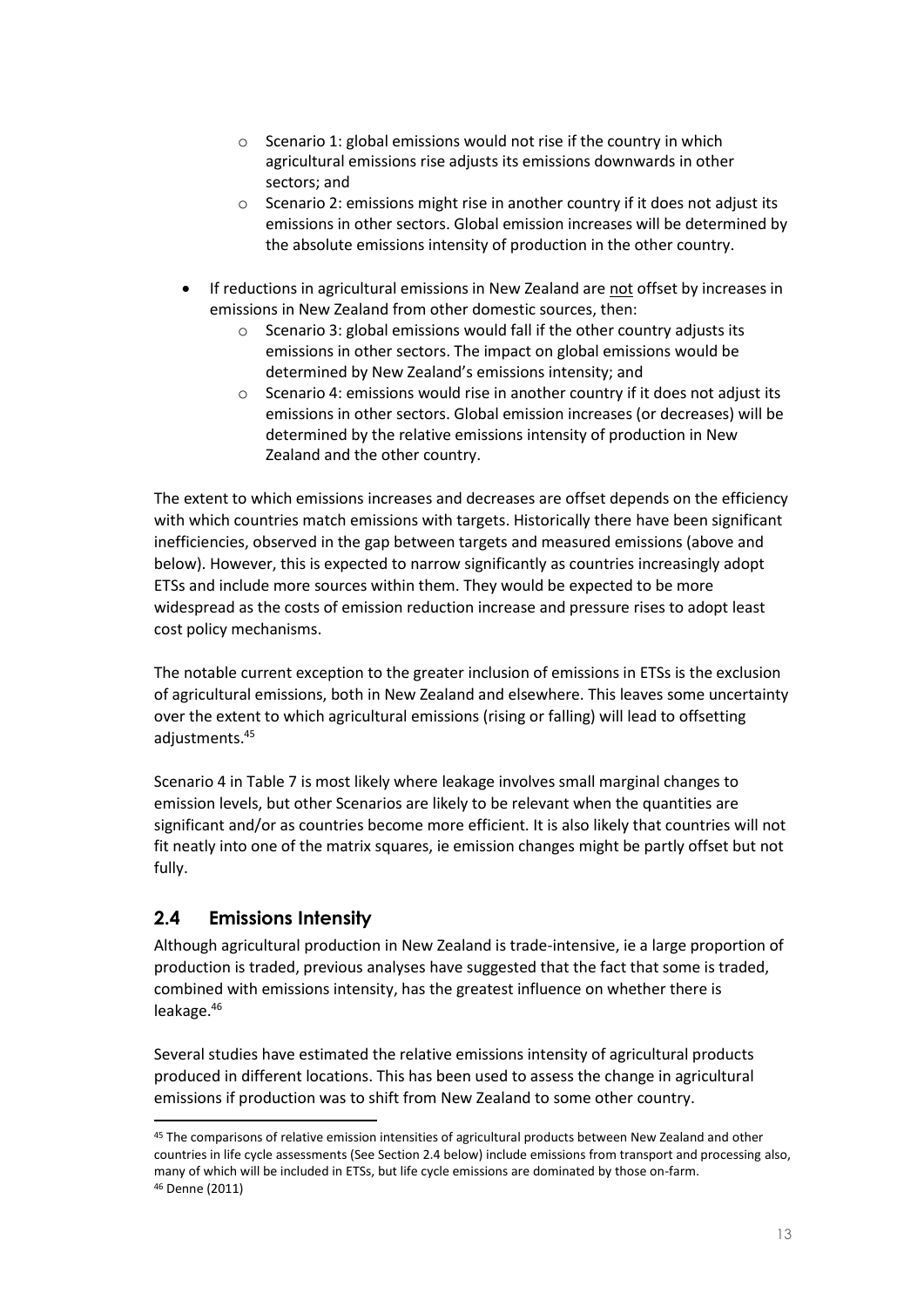- Scenario 1: global emissions would not rise if the country in which agricultural emissions rise adjusts its emissions downwards in other sectors; and
    - Scenario 2: emissions might rise in another country if it does not adjust its emissions in other sectors. Global emission increases will be determined by the absolute emissions intensity of production in the other country.
- If reductions in agricultural emissions in New Zealand are not offset by increases in emissions in New Zealand from other domestic sources, then:
    - Scenario 3: global emissions would fall if the other country adjusts its emissions in other sectors. The impact on global emissions would be determined by New Zealand's emissions intensity; and
    - Scenario 4: emissions would rise in another country if it does not adjust its emissions in other sectors. Global emission increases (or decreases) will be determined by the relative emissions intensity of production in New Zealand and the other country.

The extent to which emissions increases and decreases are offset depends on the efficiency with which countries match emissions with targets. Historically there have been significant inefficiencies, observed in the gap between targets and measured emissions (above and below). However, this is expected to narrow significantly as countries increasingly adopt ETSs and include more sources within them. They would be expected to be more widespread as the costs of emission reduction increase and pressure rises to adopt least cost policy mechanisms.

The notable current exception to the greater inclusion of emissions in ETSs is the exclusion of agricultural emissions, both in New Zealand and elsewhere. This leaves some uncertainty over the extent to which agricultural emissions (rising or falling) will lead to offsetting adjustments.[45]

Scenario 4 in Table 7 is most likely where leakage involves small marginal changes to emission levels, but other Scenarios are likely to be relevant when the quantities are significant and/or as countries become more efficient. It is also likely that countries will not fit neatly into one of the matrix squares, ie emission changes might be partly offset but not fully.

## 2.4 Emissions Intensity

Although agricultural production in New Zealand is trade-intensive, ie a large proportion of production is traded, previous analyses have suggested that the fact that some is traded, combined with emissions intensity, has the greatest influence on whether there is leakage.[46]

Several studies have estimated the relative emissions intensity of agricultural products produced in different locations. This has been used to assess the change in agricultural emissions if production was to shift from New Zealand to some other country.

---

[45] The comparisons of relative emission intensities of agricultural products between New Zealand and other countries in life cycle assessments (See Section 2.4 below) include emissions from transport and processing also, many of which will be included in ETSs, but life cycle emissions are dominated by those on-farm.

[46] Denne (2011)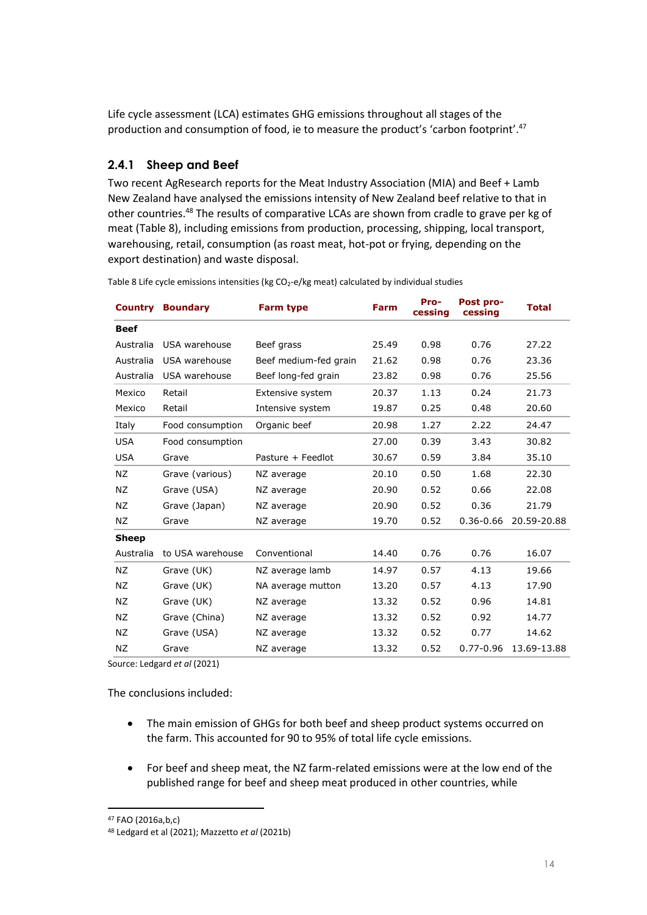Life cycle assessment (LCA) estimates GHG emissions throughout all stages of the production and consumption of food, ie to measure the product's 'carbon footprint'.[47]

### 2.4.1 Sheep and Beef

Two recent AgResearch reports for the Meat Industry Association (MIA) and Beef + Lamb New Zealand have analysed the emissions intensity of New Zealand beef relative to that in other countries.[48] The results of comparative LCAs are shown from cradle to grave per kg of meat (Table 8), including emissions from production, processing, shipping, local transport, warehousing, retail, consumption (as roast meat, hot-pot or frying, depending on the export destination) and waste disposal.

Table 8 Life cycle emissions intensities (kg $CO_2$-e/kg meat) calculated by individual studies

| Country | Boundary | Farm type | Farm | Pro-cessing | Post pro-cessing | Total |
|---|---|---|---|---|---|---|
| **Beef** | | | | | | |
| Australia | USA warehouse | Beef grass | 25.49 | 0.98 | 0.76 | 27.22 |
| Australia | USA warehouse | Beef medium-fed grain | 21.62 | 0.98 | 0.76 | 23.36 |
| Australia | USA warehouse | Beef long-fed grain | 23.82 | 0.98 | 0.76 | 25.56 |
| Mexico | Retail | Extensive system | 20.37 | 1.13 | 0.24 | 21.73 |
| Mexico | Retail | Intensive system | 19.87 | 0.25 | 0.48 | 20.60 |
| Italy | Food consumption | Organic beef | 20.98 | 1.27 | 2.22 | 24.47 |
| USA | Food consumption | | 27.00 | 0.39 | 3.43 | 30.82 |
| USA | Grave | Pasture + Feedlot | 30.67 | 0.59 | 3.84 | 35.10 |
| NZ | Grave (various) | NZ average | 20.10 | 0.50 | 1.68 | 22.30 |
| NZ | Grave (USA) | NZ average | 20.90 | 0.52 | 0.66 | 22.08 |
| NZ | Grave (Japan) | NZ average | 20.90 | 0.52 | 0.36 | 21.79 |
| NZ | Grave | NZ average | 19.70 | 0.52 | 0.36-0.66 | 20.59-20.88 |
| **Sheep** | | | | | | |
| Australia | to USA warehouse | Conventional | 14.40 | 0.76 | 0.76 | 16.07 |
| NZ | Grave (UK) | NZ average lamb | 14.97 | 0.57 | 4.13 | 19.66 |
| NZ | Grave (UK) | NA average mutton | 13.20 | 0.57 | 4.13 | 17.90 |
| NZ | Grave (UK) | NZ average | 13.32 | 0.52 | 0.96 | 14.81 |
| NZ | Grave (China) | NZ average | 13.32 | 0.52 | 0.92 | 14.77 |
| NZ | Grave (USA) | NZ average | 13.32 | 0.52 | 0.77 | 14.62 |
| NZ | Grave | NZ average | 13.32 | 0.52 | 0.77-0.96 | 13.69-13.88 |

Source: Ledgard *et al* (2021)

The conclusions included:

- The main emission of GHGs for both beef and sheep product systems occurred on the farm. This accounted for 90 to 95% of total life cycle emissions.
- For beef and sheep meat, the NZ farm-related emissions were at the low end of the published range for beef and sheep meat produced in other countries, while

[47] FAO (2016a,b,c)

[48] Ledgard et al (2021); Mazzetto *et al* (2021b)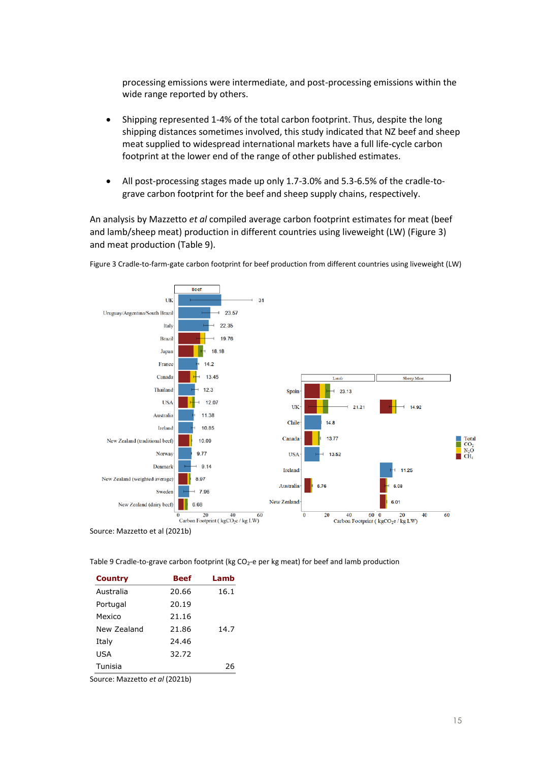processing emissions were intermediate, and post-processing emissions within the wide range reported by others.

- Shipping represented 1-4% of the total carbon footprint. Thus, despite the long shipping distances sometimes involved, this study indicated that NZ beef and sheep meat supplied to widespread international markets have a full life-cycle carbon footprint at the lower end of the range of other published estimates.

- All post-processing stages made up only 1.7-3.0% and 5.3-6.5% of the cradle-to-grave carbon footprint for the beef and sheep supply chains, respectively.

An analysis by Mazzetto *et al* compiled average carbon footprint estimates for meat (beef and lamb/sheep meat) production in different countries using liveweight (LW) (Figure 3) and meat production (Table 9).

Figure 3 Cradle-to-farm-gate carbon footprint for beef production from different countries using liveweight (LW)

Beef

UK 31
Uruguay/Argentina/South Brazil 23.57
Italy 22.35
Brazil 19.76
Japan 18.18
France 14.2
Canada 13.45
Thailand 12.3
USA 12.07
Australia 11.38
Ireland 10.85
New Zealand (traditional beef) 10.09
Norway 9.77
Denmark 9.14
New Zealand (weighted average) 8.97
Sweden 7.96
New Zealand (dairy beef) 6.68

0 20 40 60
Carbon Footprint ( kg$CO_2$e / kg LW)

Lamb

Spain 23.13
UK 21.21
Chile 14.8
Canada 13.77
USA 13.52
Australia 6.76

Sheep Meat

UK 14.92
Ireland 11.25
Australia 6.08
New Zealand 6.01

0 20 40 60 0 20 40 60
Carbon Footprint ( kg$CO_2$e / kg LW)

Total
$CO_2$
$N_2O$
$CH_4$

Source: Mazzetto et al (2021b)

Table 9 Cradle-to-grave carbon footprint (kg $CO_2$-e per kg meat) for beef and lamb production

| Country | Beef | Lamb |
|---|---|---|
| Australia | 20.66 | 16.1 |
| Portugal | 20.19 | |
| Mexico | 21.16 | |
| New Zealand | 21.86 | 14.7 |
| Italy | 24.46 | |
| USA | 32.72 | |
| Tunisia | | 26 |

Source: Mazzetto *et al* (2021b)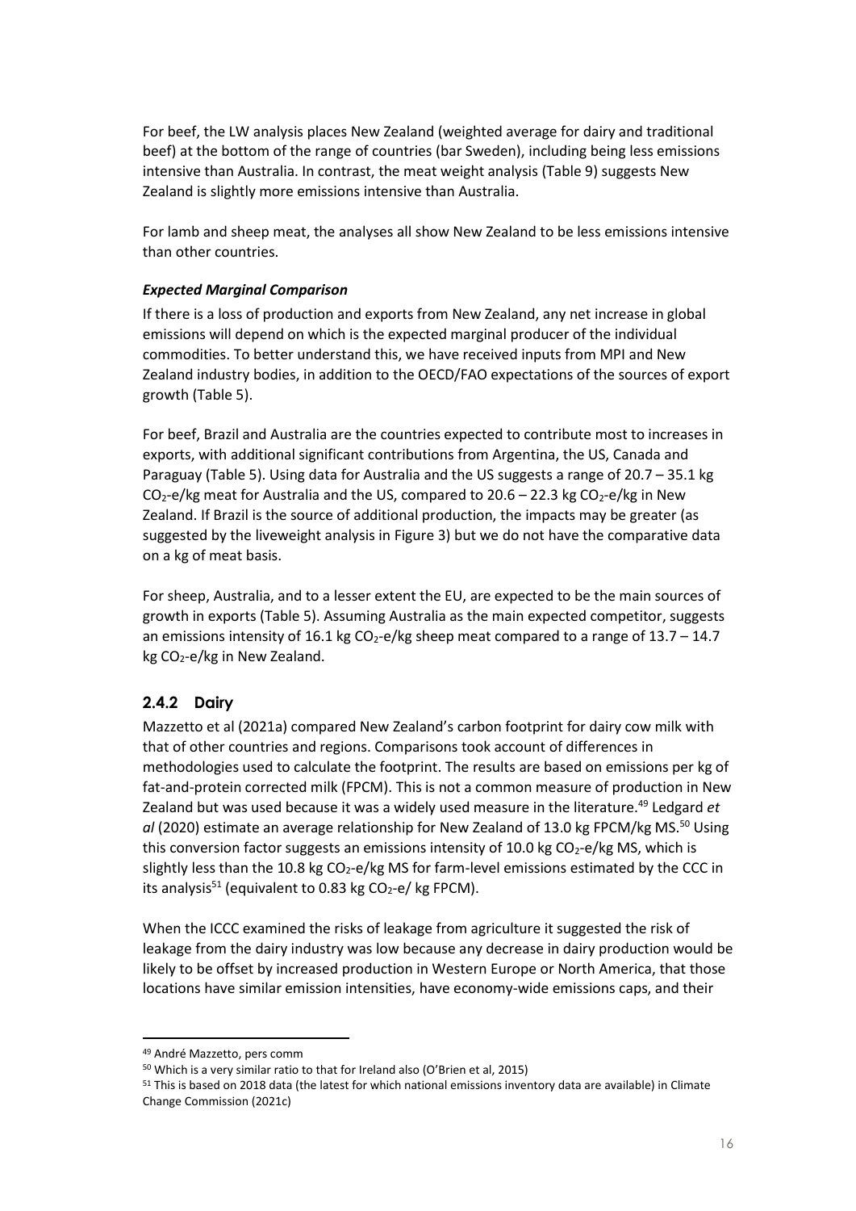For beef, the LW analysis places New Zealand (weighted average for dairy and traditional beef) at the bottom of the range of countries (bar Sweden), including being less emissions intensive than Australia. In contrast, the meat weight analysis (Table 9) suggests New Zealand is slightly more emissions intensive than Australia.

For lamb and sheep meat, the analyses all show New Zealand to be less emissions intensive than other countries.

***Expected Marginal Comparison***

If there is a loss of production and exports from New Zealand, any net increase in global emissions will depend on which is the expected marginal producer of the individual commodities. To better understand this, we have received inputs from MPI and New Zealand industry bodies, in addition to the OECD/FAO expectations of the sources of export growth (Table 5).

For beef, Brazil and Australia are the countries expected to contribute most to increases in exports, with additional significant contributions from Argentina, the US, Canada and Paraguay (Table 5). Using data for Australia and the US suggests a range of 20.7 – 35.1 kg $CO_2$-e/kg meat for Australia and the US, compared to 20.6 – 22.3 kg $CO_2$-e/kg in New Zealand. If Brazil is the source of additional production, the impacts may be greater (as suggested by the liveweight analysis in Figure 3) but we do not have the comparative data on a kg of meat basis.

For sheep, Australia, and to a lesser extent the EU, are expected to be the main sources of growth in exports (Table 5). Assuming Australia as the main expected competitor, suggests an emissions intensity of 16.1 kg $CO_2$-e/kg sheep meat compared to a range of 13.7 – 14.7 kg $CO_2$-e/kg in New Zealand.

### 2.4.2 Dairy

Mazzetto et al (2021a) compared New Zealand's carbon footprint for dairy cow milk with that of other countries and regions. Comparisons took account of differences in methodologies used to calculate the footprint. The results are based on emissions per kg of fat-and-protein corrected milk (FPCM). This is not a common measure of production in New Zealand but was used because it was a widely used measure in the literature.[49] Ledgard *et al* (2020) estimate an average relationship for New Zealand of 13.0 kg FPCM/kg MS.[50] Using this conversion factor suggests an emissions intensity of 10.0 kg $CO_2$-e/kg MS, which is slightly less than the 10.8 kg $CO_2$-e/kg MS for farm-level emissions estimated by the CCC in its analysis[51] (equivalent to 0.83 kg $CO_2$-e/ kg FPCM).

When the ICCC examined the risks of leakage from agriculture it suggested the risk of leakage from the dairy industry was low because any decrease in dairy production would be likely to be offset by increased production in Western Europe or North America, that those locations have similar emission intensities, have economy-wide emissions caps, and their

---

[49] André Mazzetto, pers comm

[50] Which is a very similar ratio to that for Ireland also (O'Brien et al, 2015)

[51] This is based on 2018 data (the latest for which national emissions inventory data are available) in Climate Change Commission (2021c)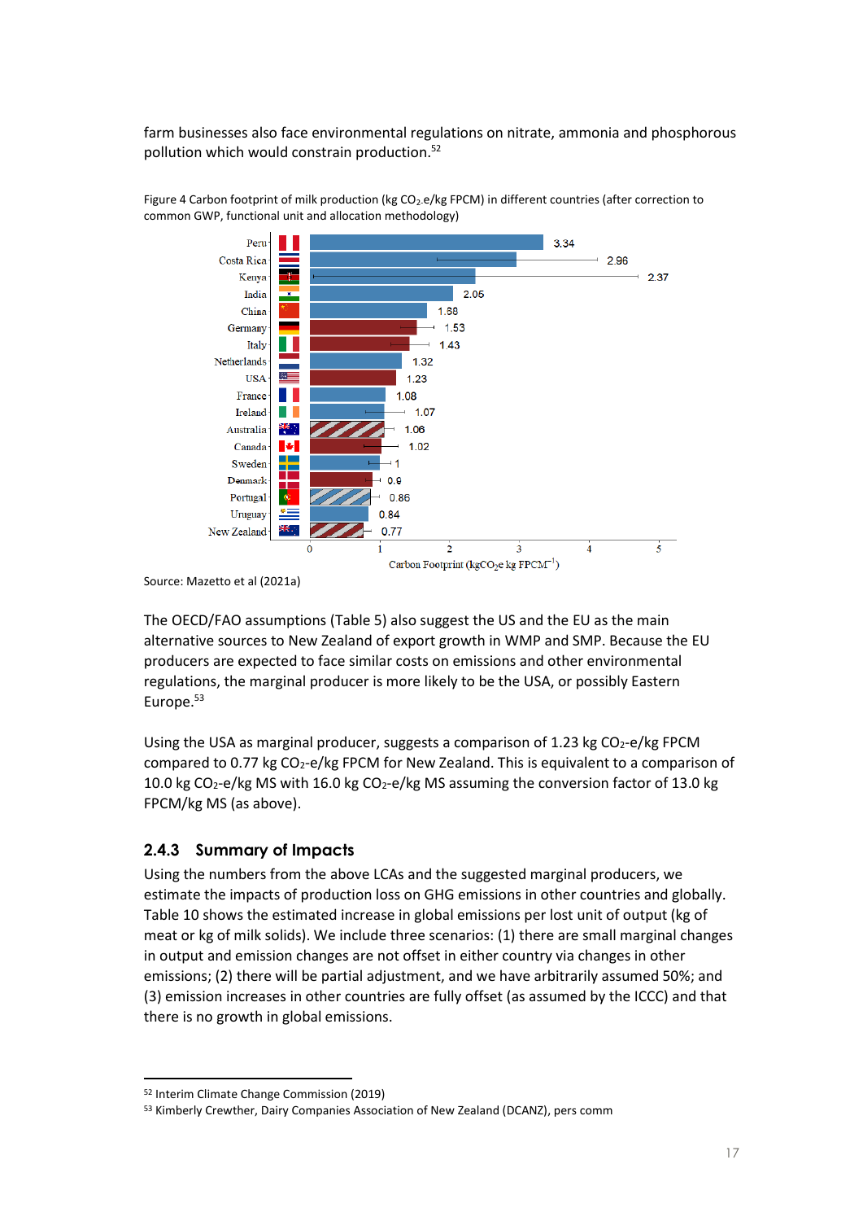farm businesses also face environmental regulations on nitrate, ammonia and phosphorous pollution which would constrain production.[52]

Figure 4 Carbon footprint of milk production (kg $CO_2$-e/kg FPCM) in different countries (after correction to common GWP, functional unit and allocation methodology)

Peru 3.34
Costa Rica 2.96
Kenya 2.37
India 2.05
China 1.68
Germany 1.53
Italy 1.43
Netherlands 1.32
USA 1.23
France 1.08
Ireland 1.07
Australia 1.06
Canada 1.02
Sweden 1
Denmark 0.9
Portugal 0.86
Uruguay 0.84
New Zealand 0.77

0 1 2 3 4 5

Carbon Footprint ($kgCO_2e$ kg $FPCM^{-1}$)

Source: Mazetto et al (2021a)

The OECD/FAO assumptions (Table 5) also suggest the US and the EU as the main alternative sources to New Zealand of export growth in WMP and SMP. Because the EU producers are expected to face similar costs on emissions and other environmental regulations, the marginal producer is more likely to be the USA, or possibly Eastern Europe.[53]

Using the USA as marginal producer, suggests a comparison of 1.23 kg $CO_2$-e/kg FPCM compared to 0.77 kg $CO_2$-e/kg FPCM for New Zealand. This is equivalent to a comparison of 10.0 kg $CO_2$-e/kg MS with 16.0 kg $CO_2$-e/kg MS assuming the conversion factor of 13.0 kg FPCM/kg MS (as above).

### 2.4.3 Summary of Impacts

Using the numbers from the above LCAs and the suggested marginal producers, we estimate the impacts of production loss on GHG emissions in other countries and globally. Table 10 shows the estimated increase in global emissions per lost unit of output (kg of meat or kg of milk solids). We include three scenarios: (1) there are small marginal changes in output and emission changes are not offset in either country via changes in other emissions; (2) there will be partial adjustment, and we have arbitrarily assumed 50%; and (3) emission increases in other countries are fully offset (as assumed by the ICCC) and that there is no growth in global emissions.

[52] Interim Climate Change Commission (2019)

[53] Kimberly Crewther, Dairy Companies Association of New Zealand (DCANZ), pers comm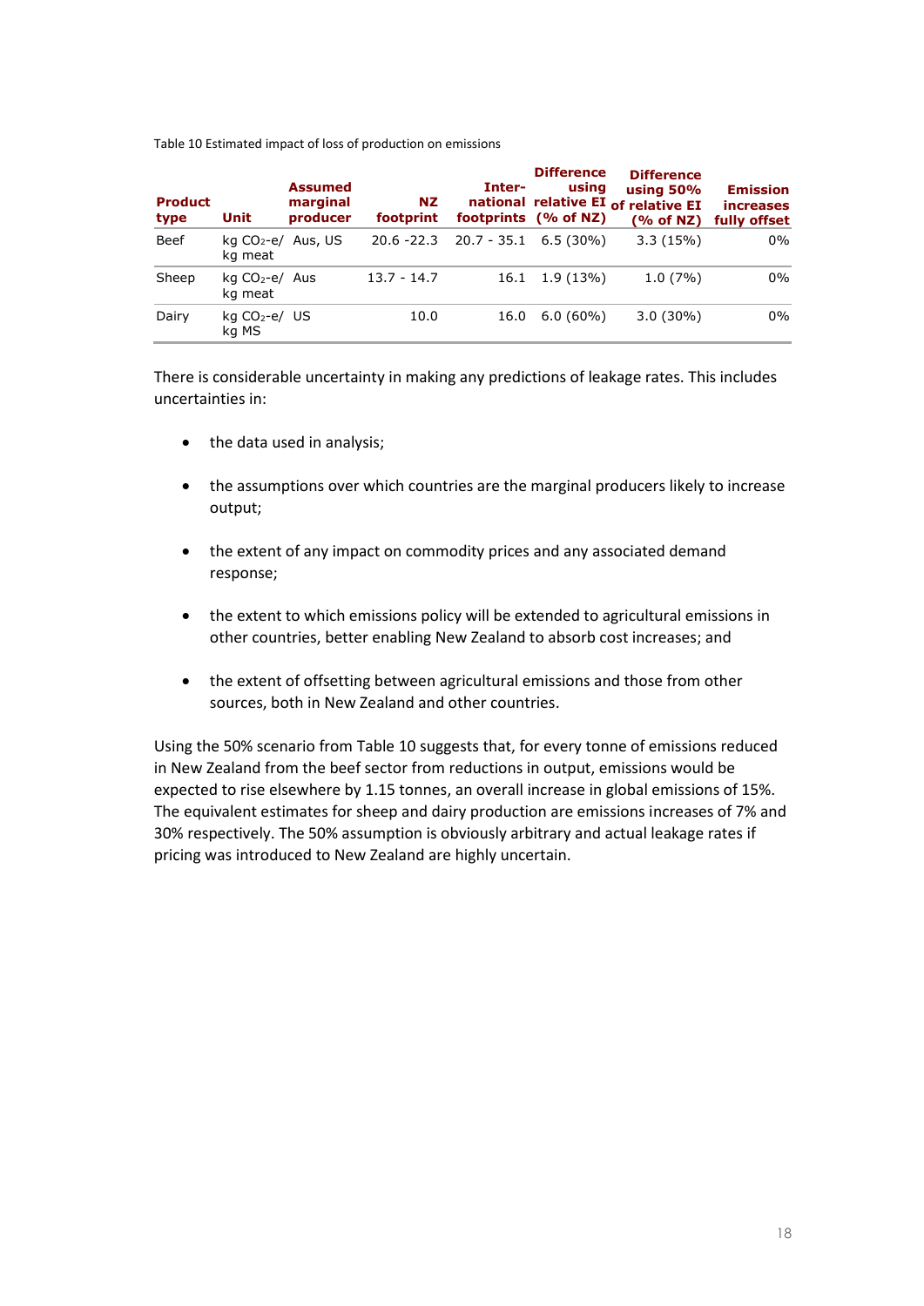Table 10 Estimated impact of loss of production on emissions

| Product type | Unit | Assumed marginal producer | NZ footprint | Inter-national footprints | Difference using relative EI (% of NZ) | Difference using 50% of relative EI (% of NZ) | Emission increases fully offset |
|---|---|---|---|---|---|---|---|
| Beef | kg $CO_2$-e/ kg meat | Aus, US | 20.6 -22.3 | 20.7 - 35.1 | 6.5 (30%) | 3.3 (15%) | 0% |
| Sheep | kg $CO_2$-e/ kg meat | Aus | 13.7 - 14.7 | 16.1 | 1.9 (13%) | 1.0 (7%) | 0% |
| Dairy | kg $CO_2$-e/ kg MS | US | 10.0 | 16.0 | 6.0 (60%) | 3.0 (30%) | 0% |

There is considerable uncertainty in making any predictions of leakage rates. This includes uncertainties in:

- the data used in analysis;
- the assumptions over which countries are the marginal producers likely to increase output;
- the extent of any impact on commodity prices and any associated demand response;
- the extent to which emissions policy will be extended to agricultural emissions in other countries, better enabling New Zealand to absorb cost increases; and
- the extent of offsetting between agricultural emissions and those from other sources, both in New Zealand and other countries.

Using the 50% scenario from Table 10 suggests that, for every tonne of emissions reduced in New Zealand from the beef sector from reductions in output, emissions would be expected to rise elsewhere by 1.15 tonnes, an overall increase in global emissions of 15%. The equivalent estimates for sheep and dairy production are emissions increases of 7% and 30% respectively. The 50% assumption is obviously arbitrary and actual leakage rates if pricing was introduced to New Zealand are highly uncertain.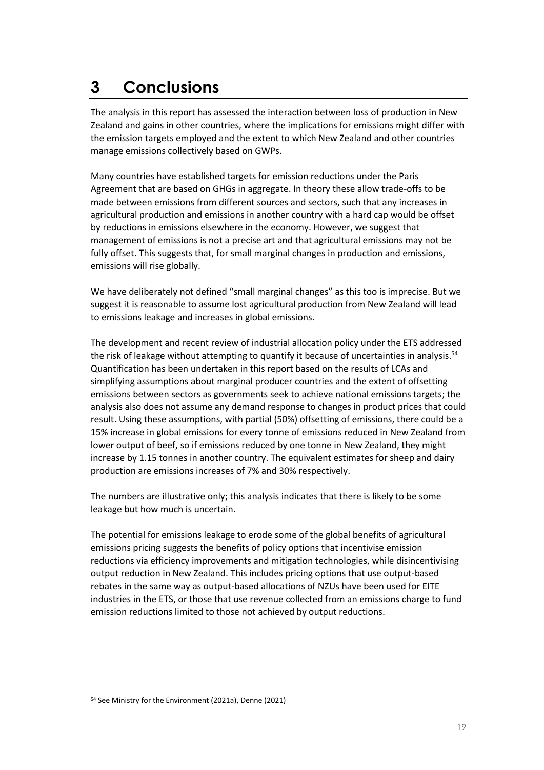# 3 Conclusions

The analysis in this report has assessed the interaction between loss of production in New Zealand and gains in other countries, where the implications for emissions might differ with the emission targets employed and the extent to which New Zealand and other countries manage emissions collectively based on GWPs.

Many countries have established targets for emission reductions under the Paris Agreement that are based on GHGs in aggregate. In theory these allow trade-offs to be made between emissions from different sources and sectors, such that any increases in agricultural production and emissions in another country with a hard cap would be offset by reductions in emissions elsewhere in the economy. However, we suggest that management of emissions is not a precise art and that agricultural emissions may not be fully offset. This suggests that, for small marginal changes in production and emissions, emissions will rise globally.

We have deliberately not defined "small marginal changes" as this too is imprecise. But we suggest it is reasonable to assume lost agricultural production from New Zealand will lead to emissions leakage and increases in global emissions.

The development and recent review of industrial allocation policy under the ETS addressed the risk of leakage without attempting to quantify it because of uncertainties in analysis.[54] Quantification has been undertaken in this report based on the results of LCAs and simplifying assumptions about marginal producer countries and the extent of offsetting emissions between sectors as governments seek to achieve national emissions targets; the analysis also does not assume any demand response to changes in product prices that could result. Using these assumptions, with partial (50%) offsetting of emissions, there could be a 15% increase in global emissions for every tonne of emissions reduced in New Zealand from lower output of beef, so if emissions reduced by one tonne in New Zealand, they might increase by 1.15 tonnes in another country. The equivalent estimates for sheep and dairy production are emissions increases of 7% and 30% respectively.

The numbers are illustrative only; this analysis indicates that there is likely to be some leakage but how much is uncertain.

The potential for emissions leakage to erode some of the global benefits of agricultural emissions pricing suggests the benefits of policy options that incentivise emission reductions via efficiency improvements and mitigation technologies, while disincentivising output reduction in New Zealand. This includes pricing options that use output-based rebates in the same way as output-based allocations of NZUs have been used for EITE industries in the ETS, or those that use revenue collected from an emissions charge to fund emission reductions limited to those not achieved by output reductions.

[54] See Ministry for the Environment (2021a), Denne (2021)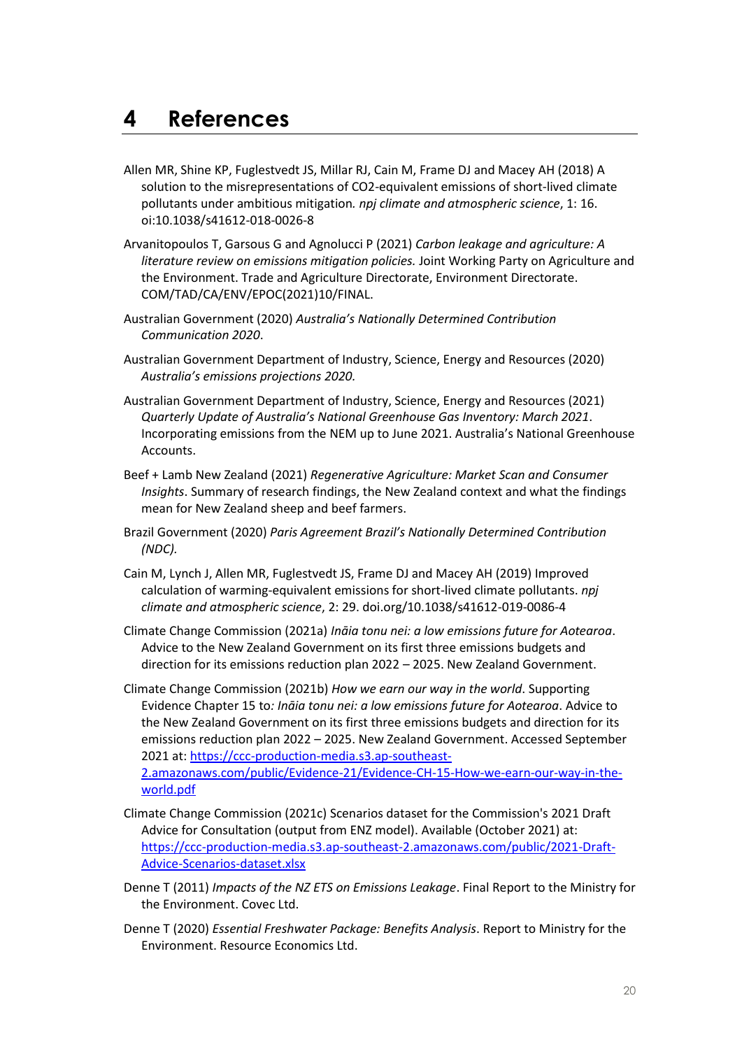# 4 References

Allen MR, Shine KP, Fuglestvedt JS, Millar RJ, Cain M, Frame DJ and Macey AH (2018) A solution to the misrepresentations of CO2-equivalent emissions of short-lived climate pollutants under ambitious mitigation. *npj climate and atmospheric science*, 1: 16. oi:10.1038/s41612-018-0026-8

Arvanitopoulos T, Garsous G and Agnolucci P (2021) *Carbon leakage and agriculture: A literature review on emissions mitigation policies.* Joint Working Party on Agriculture and the Environment. Trade and Agriculture Directorate, Environment Directorate. COM/TAD/CA/ENV/EPOC(2021)10/FINAL.

Australian Government (2020) *Australia's Nationally Determined Contribution Communication 2020*.

Australian Government Department of Industry, Science, Energy and Resources (2020) *Australia's emissions projections 2020.*

Australian Government Department of Industry, Science, Energy and Resources (2021) *Quarterly Update of Australia's National Greenhouse Gas Inventory: March 2021*. Incorporating emissions from the NEM up to June 2021. Australia's National Greenhouse Accounts.

Beef + Lamb New Zealand (2021) *Regenerative Agriculture: Market Scan and Consumer Insights*. Summary of research findings, the New Zealand context and what the findings mean for New Zealand sheep and beef farmers.

Brazil Government (2020) *Paris Agreement Brazil's Nationally Determined Contribution (NDC).*

Cain M, Lynch J, Allen MR, Fuglestvedt JS, Frame DJ and Macey AH (2019) Improved calculation of warming-equivalent emissions for short-lived climate pollutants. *npj climate and atmospheric science*, 2: 29. doi.org/10.1038/s41612-019-0086-4

Climate Change Commission (2021a) *Ināia tonu nei: a low emissions future for Aotearoa*. Advice to the New Zealand Government on its first three emissions budgets and direction for its emissions reduction plan 2022 – 2025. New Zealand Government.

Climate Change Commission (2021b) *How we earn our way in the world*. Supporting Evidence Chapter 15 to*: Ināia tonu nei: a low emissions future for Aotearoa*. Advice to the New Zealand Government on its first three emissions budgets and direction for its emissions reduction plan 2022 – 2025. New Zealand Government. Accessed September 2021 at: https://ccc-production-media.s3.ap-southeast-2.amazonaws.com/public/Evidence-21/Evidence-CH-15-How-we-earn-our-way-in-the-world.pdf

Climate Change Commission (2021c) Scenarios dataset for the Commission's 2021 Draft Advice for Consultation (output from ENZ model). Available (October 2021) at: https://ccc-production-media.s3.ap-southeast-2.amazonaws.com/public/2021-Draft-Advice-Scenarios-dataset.xlsx

Denne T (2011) *Impacts of the NZ ETS on Emissions Leakage*. Final Report to the Ministry for the Environment. Covec Ltd.

Denne T (2020) *Essential Freshwater Package: Benefits Analysis*. Report to Ministry for the Environment. Resource Economics Ltd.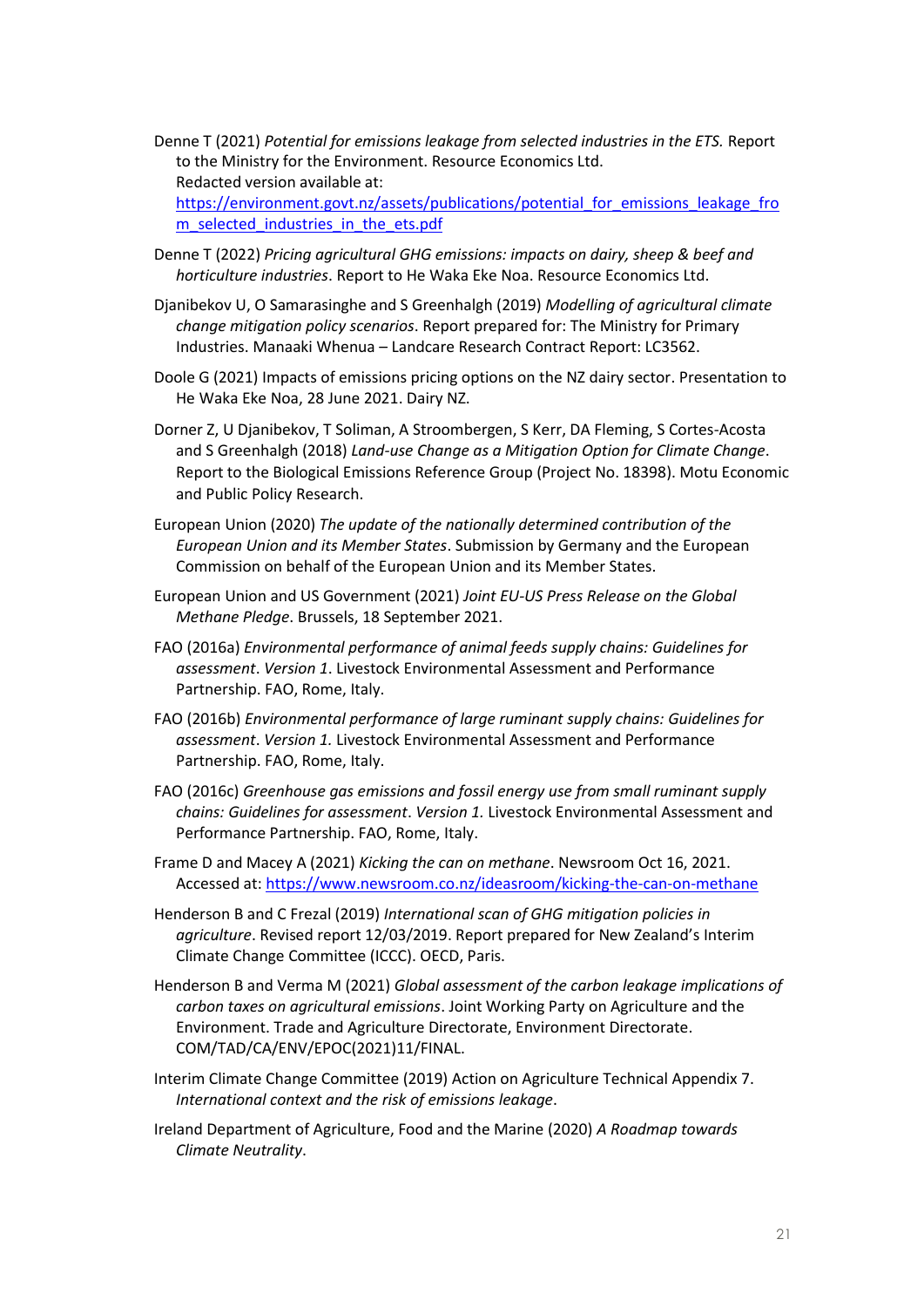Denne T (2021) *Potential for emissions leakage from selected industries in the ETS.* Report to the Ministry for the Environment. Resource Economics Ltd. Redacted version available at: https://environment.govt.nz/assets/publications/potential_for_emissions_leakage_from_selected_industries_in_the_ets.pdf

Denne T (2022) *Pricing agricultural GHG emissions: impacts on dairy, sheep & beef and horticulture industries*. Report to He Waka Eke Noa. Resource Economics Ltd.

Djanibekov U, O Samarasinghe and S Greenhalgh (2019) *Modelling of agricultural climate change mitigation policy scenarios*. Report prepared for: The Ministry for Primary Industries. Manaaki Whenua – Landcare Research Contract Report: LC3562.

Doole G (2021) Impacts of emissions pricing options on the NZ dairy sector. Presentation to He Waka Eke Noa, 28 June 2021. Dairy NZ.

Dorner Z, U Djanibekov, T Soliman, A Stroombergen, S Kerr, DA Fleming, S Cortes-Acosta and S Greenhalgh (2018) *Land-use Change as a Mitigation Option for Climate Change*. Report to the Biological Emissions Reference Group (Project No. 18398). Motu Economic and Public Policy Research.

European Union (2020) *The update of the nationally determined contribution of the European Union and its Member States*. Submission by Germany and the European Commission on behalf of the European Union and its Member States.

European Union and US Government (2021) *Joint EU-US Press Release on the Global Methane Pledge*. Brussels, 18 September 2021.

FAO (2016a) *Environmental performance of animal feeds supply chains: Guidelines for assessment*. *Version 1*. Livestock Environmental Assessment and Performance Partnership. FAO, Rome, Italy.

FAO (2016b) *Environmental performance of large ruminant supply chains: Guidelines for assessment*. *Version 1.* Livestock Environmental Assessment and Performance Partnership. FAO, Rome, Italy.

FAO (2016c) *Greenhouse gas emissions and fossil energy use from small ruminant supply chains: Guidelines for assessment*. *Version 1.* Livestock Environmental Assessment and Performance Partnership. FAO, Rome, Italy.

Frame D and Macey A (2021) *Kicking the can on methane*. Newsroom Oct 16, 2021. Accessed at: https://www.newsroom.co.nz/ideasroom/kicking-the-can-on-methane

Henderson B and C Frezal (2019) *International scan of GHG mitigation policies in agriculture*. Revised report 12/03/2019. Report prepared for New Zealand's Interim Climate Change Committee (ICCC). OECD, Paris.

Henderson B and Verma M (2021) *Global assessment of the carbon leakage implications of carbon taxes on agricultural emissions*. Joint Working Party on Agriculture and the Environment. Trade and Agriculture Directorate, Environment Directorate. COM/TAD/CA/ENV/EPOC(2021)11/FINAL.

Interim Climate Change Committee (2019) Action on Agriculture Technical Appendix 7. *International context and the risk of emissions leakage*.

Ireland Department of Agriculture, Food and the Marine (2020) *A Roadmap towards Climate Neutrality*.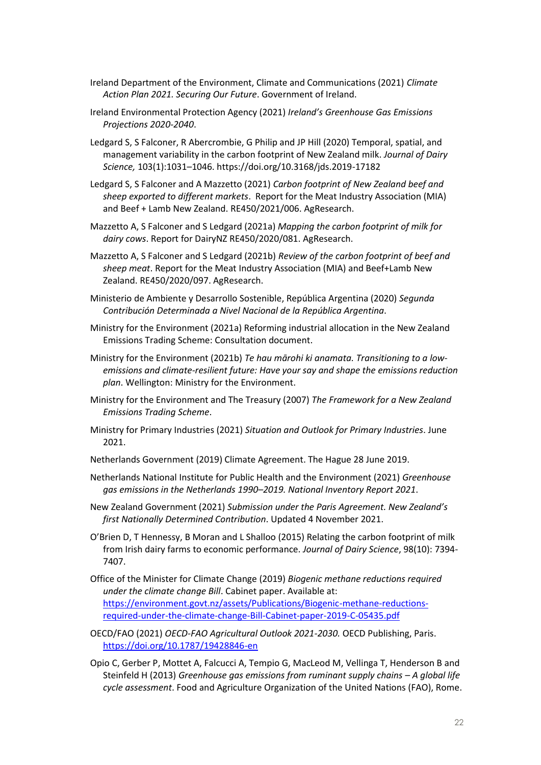Ireland Department of the Environment, Climate and Communications (2021) *Climate Action Plan 2021. Securing Our Future*. Government of Ireland.

Ireland Environmental Protection Agency (2021) *Ireland's Greenhouse Gas Emissions Projections 2020-2040*.

Ledgard S, S Falconer, R Abercrombie, G Philip and JP Hill (2020) Temporal, spatial, and management variability in the carbon footprint of New Zealand milk. *Journal of Dairy Science,* 103(1):1031–1046. https://doi.org/10.3168/jds.2019-17182

Ledgard S, S Falconer and A Mazzetto (2021) *Carbon footprint of New Zealand beef and sheep exported to different markets*. Report for the Meat Industry Association (MIA) and Beef + Lamb New Zealand. RE450/2021/006. AgResearch.

Mazzetto A, S Falconer and S Ledgard (2021a) *Mapping the carbon footprint of milk for dairy cows*. Report for DairyNZ RE450/2020/081. AgResearch.

Mazzetto A, S Falconer and S Ledgard (2021b) *Review of the carbon footprint of beef and sheep meat*. Report for the Meat Industry Association (MIA) and Beef+Lamb New Zealand. RE450/2020/097. AgResearch.

Ministerio de Ambiente y Desarrollo Sostenible, República Argentina (2020) *Segunda Contribución Determinada a Nivel Nacional de la República Argentina*.

Ministry for the Environment (2021a) Reforming industrial allocation in the New Zealand Emissions Trading Scheme: Consultation document.

Ministry for the Environment (2021b) *Te hau mārohi ki anamata. Transitioning to a low-emissions and climate-resilient future: Have your say and shape the emissions reduction plan*. Wellington: Ministry for the Environment.

Ministry for the Environment and The Treasury (2007) *The Framework for a New Zealand Emissions Trading Scheme*.

Ministry for Primary Industries (2021) *Situation and Outlook for Primary Industries*. June 2021.

Netherlands Government (2019) Climate Agreement. The Hague 28 June 2019.

Netherlands National Institute for Public Health and the Environment (2021) *Greenhouse gas emissions in the Netherlands 1990–2019. National Inventory Report 2021*.

New Zealand Government (2021) *Submission under the Paris Agreement. New Zealand's first Nationally Determined Contribution*. Updated 4 November 2021.

O'Brien D, T Hennessy, B Moran and L Shalloo (2015) Relating the carbon footprint of milk from Irish dairy farms to economic performance. *Journal of Dairy Science*, 98(10): 7394-7407.

Office of the Minister for Climate Change (2019) *Biogenic methane reductions required under the climate change Bill*. Cabinet paper. Available at: https://environment.govt.nz/assets/Publications/Biogenic-methane-reductions-required-under-the-climate-change-Bill-Cabinet-paper-2019-C-05435.pdf

OECD/FAO (2021) *OECD-FAO Agricultural Outlook 2021-2030.* OECD Publishing, Paris. https://doi.org/10.1787/19428846-en

Opio C, Gerber P, Mottet A, Falcucci A, Tempio G, MacLeod M, Vellinga T, Henderson B and Steinfeld H (2013) *Greenhouse gas emissions from ruminant supply chains – A global life cycle assessment*. Food and Agriculture Organization of the United Nations (FAO), Rome.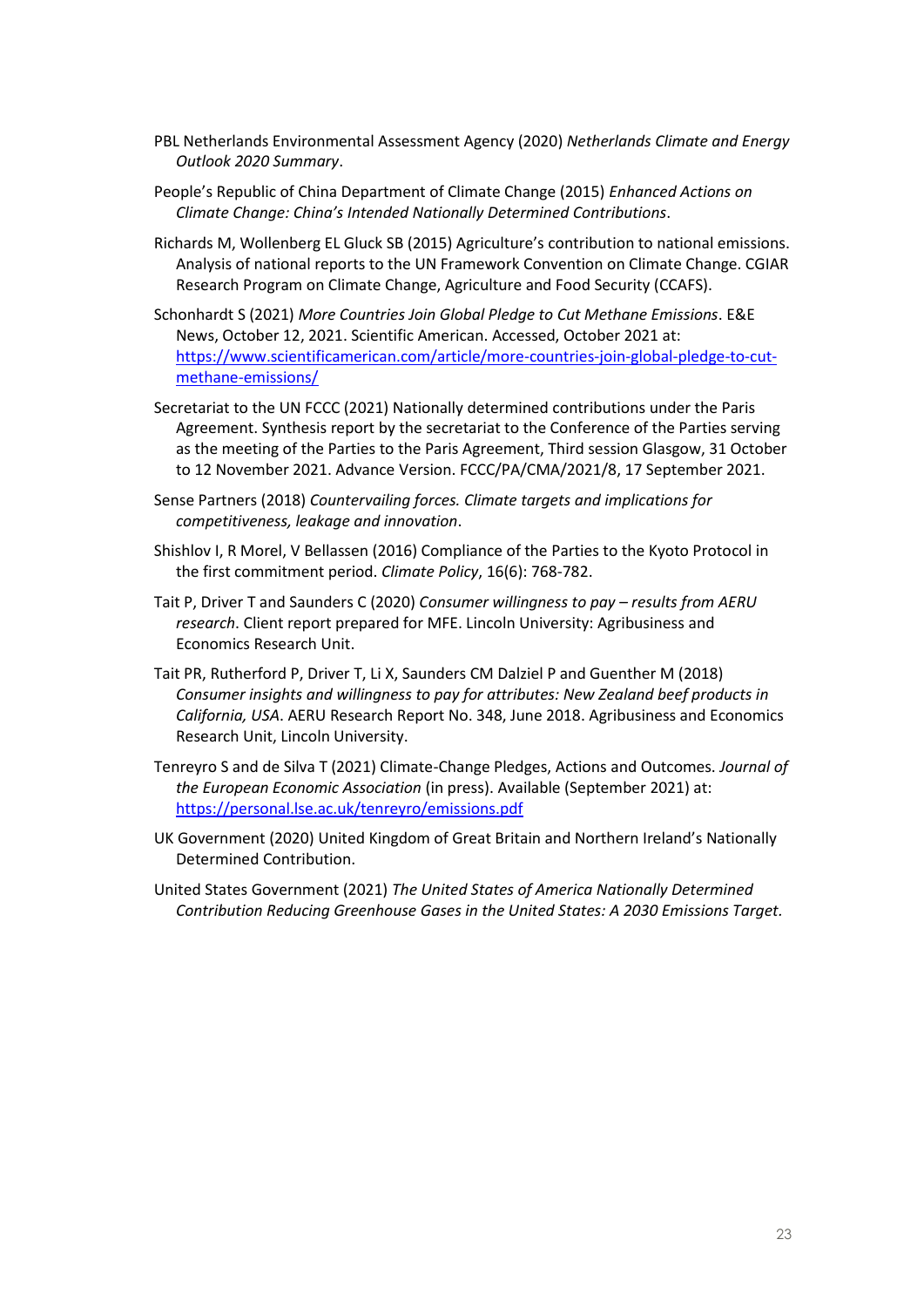PBL Netherlands Environmental Assessment Agency (2020) *Netherlands Climate and Energy Outlook 2020 Summary*.

People's Republic of China Department of Climate Change (2015) *Enhanced Actions on Climate Change: China's Intended Nationally Determined Contributions*.

Richards M, Wollenberg EL Gluck SB (2015) Agriculture's contribution to national emissions. Analysis of national reports to the UN Framework Convention on Climate Change. CGIAR Research Program on Climate Change, Agriculture and Food Security (CCAFS).

Schonhardt S (2021) *More Countries Join Global Pledge to Cut Methane Emissions*. E&E News, October 12, 2021. Scientific American. Accessed, October 2021 at: [https://www.scientificamerican.com/article/more-countries-join-global-pledge-to-cut-methane-emissions/](https://www.scientificamerican.com/article/more-countries-join-global-pledge-to-cut-methane-emissions/)

Secretariat to the UN FCCC (2021) Nationally determined contributions under the Paris Agreement. Synthesis report by the secretariat to the Conference of the Parties serving as the meeting of the Parties to the Paris Agreement, Third session Glasgow, 31 October to 12 November 2021. Advance Version. FCCC/PA/CMA/2021/8, 17 September 2021.

Sense Partners (2018) *Countervailing forces. Climate targets and implications for competitiveness, leakage and innovation*.

Shishlov I, R Morel, V Bellassen (2016) Compliance of the Parties to the Kyoto Protocol in the first commitment period. *Climate Policy*, 16(6): 768-782.

Tait P, Driver T and Saunders C (2020) *Consumer willingness to pay – results from AERU research*. Client report prepared for MFE. Lincoln University: Agribusiness and Economics Research Unit.

Tait PR, Rutherford P, Driver T, Li X, Saunders CM Dalziel P and Guenther M (2018) *Consumer insights and willingness to pay for attributes: New Zealand beef products in California, USA*. AERU Research Report No. 348, June 2018. Agribusiness and Economics Research Unit, Lincoln University.

Tenreyro S and de Silva T (2021) Climate-Change Pledges, Actions and Outcomes. *Journal of the European Economic Association* (in press). Available (September 2021) at: [https://personal.lse.ac.uk/tenreyro/emissions.pdf](https://personal.lse.ac.uk/tenreyro/emissions.pdf)

UK Government (2020) United Kingdom of Great Britain and Northern Ireland's Nationally Determined Contribution.

United States Government (2021) *The United States of America Nationally Determined Contribution Reducing Greenhouse Gases in the United States: A 2030 Emissions Target.*